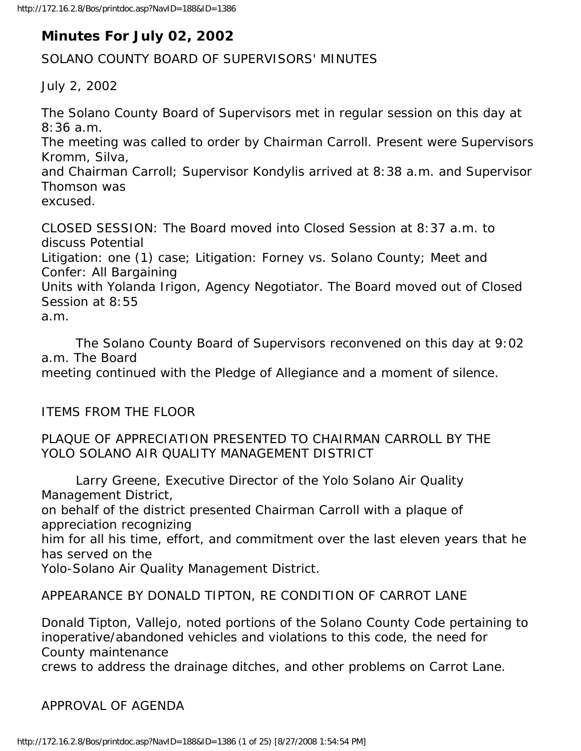# Minutes For July 02, 2002

SOLANO COUNTY BOARD OF SUPERVISORS' MINUTES

July 2, 2002

The Solano County Board of Supervisors met in regular session on this day at 8:36 a.m. The meeting was called to order by Chairman Carroll. Present were Supervisors Kromm, Silva, and Chairman Carroll; Supervisor Kondylis arrived at 8:38 a.m. and Supervisor Thomson was excused.

CLOSED SESSION: The Board moved into Closed Session at 8:37 a.m. to discuss Potential Litigation: one (1) case; Litigation: Forney vs. Solano County; Meet and Confer: All Bargaining Units with Yolanda Irigon, Agency Negotiator. The Board moved out of Closed Session at 8:55 a.m.

The Solano County Board of Supervisors reconvened on this day at 9:02 a.m. The Board meeting continued with the Pledge of Allegiance and a moment of silence.

ITEMS FROM THE FLOOR

PLAQUE OF APPRECIATION PRESENTED TO CHAIRMAN CARROLL BY THE YOLO SOLANO AIR QUALITY MANAGEMENT DISTRICT

Larry Greene, Executive Director of the Yolo Solano Air Quality Management District, on behalf of the district presented Chairman Carroll with a plaque of appreciation recognizing him for all his time, effort, and commitment over the last eleven years that he has served on the Yolo-Solano Air Quality Management District.

APPEARANCE BY DONALD TIPTON, RE CONDITION OF CARROT LANE

Donald Tipton, Vallejo, noted portions of the Solano County Code pertaining to inoperative/abandoned vehicles and violations to this code, the need for County maintenance crews to address the drainage ditches, and other problems on Carrot Lane.

APPROVAL OF AGENDA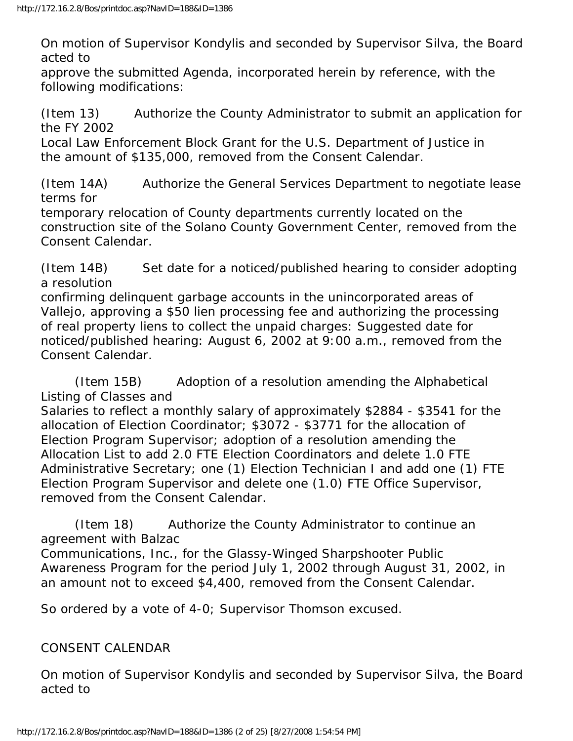On motion of Supervisor Kondylis and seconded by Supervisor Silva, the Board acted to approve the submitted Agenda, incorporated herein by reference, with the following modifications:

(Item 13) Authorize the County Administrator to submit an application for the FY 2002 Local Law Enforcement Block Grant for the U.S. Department of Justice in the amount of $135,000, removed from the Consent Calendar.

(Item 14A) Authorize the General Services Department to negotiate lease terms for temporary relocation of County departments currently located on the construction site of the Solano County Government Center, removed from the Consent Calendar.

(Item 14B) Set date for a noticed/published hearing to consider adopting a resolution confirming delinquent garbage accounts in the unincorporated areas of Vallejo, approving a $50 lien processing fee and authorizing the processing of real property liens to collect the unpaid charges: Suggested date for noticed/published hearing: August 6, 2002 at 9:00 a.m., removed from the Consent Calendar.

(Item 15B) Adoption of a resolution amending the Alphabetical Listing of Classes and Salaries to reflect a monthly salary of approximately $2884 - $3541 for the allocation of Election Coordinator; $3072 - $3771 for the allocation of Election Program Supervisor; adoption of a resolution amending the Allocation List to add 2.0 FTE Election Coordinators and delete 1.0 FTE Administrative Secretary; one (1) Election Technician I and add one (1) FTE Election Program Supervisor and delete one (1.0) FTE Office Supervisor, removed from the Consent Calendar.

(Item 18) Authorize the County Administrator to continue an agreement with Balzac Communications, Inc., for the Glassy-Winged Sharpshooter Public Awareness Program for the period July 1, 2002 through August 31, 2002, in an amount not to exceed $4,400, removed from the Consent Calendar.

So ordered by a vote of 4-0; Supervisor Thomson excused.

CONSENT CALENDAR

On motion of Supervisor Kondylis and seconded by Supervisor Silva, the Board acted to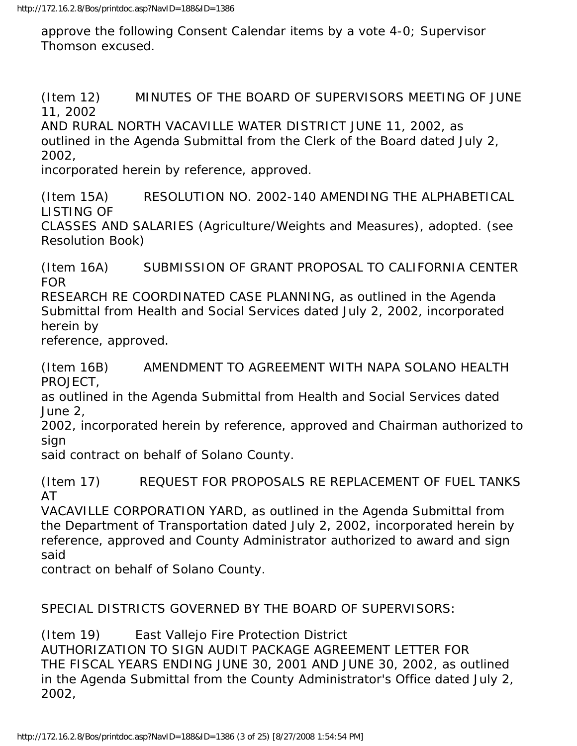approve the following Consent Calendar items by a vote 4-0; Supervisor Thomson excused.

(Item 12) MINUTES OF THE BOARD OF SUPERVISORS MEETING OF JUNE 11, 2002
AND RURAL NORTH VACAVILLE WATER DISTRICT JUNE 11, 2002, as outlined in the Agenda Submittal from the Clerk of the Board dated July 2, 2002,
incorporated herein by reference, approved.

(Item 15A) RESOLUTION NO. 2002-140 AMENDING THE ALPHABETICAL LISTING OF
CLASSES AND SALARIES (Agriculture/Weights and Measures), adopted. (see Resolution Book)

(Item 16A) SUBMISSION OF GRANT PROPOSAL TO CALIFORNIA CENTER FOR
RESEARCH RE COORDINATED CASE PLANNING, as outlined in the Agenda Submittal from Health and Social Services dated July 2, 2002, incorporated herein by
reference, approved.

(Item 16B) AMENDMENT TO AGREEMENT WITH NAPA SOLANO HEALTH PROJECT,
as outlined in the Agenda Submittal from Health and Social Services dated June 2,
2002, incorporated herein by reference, approved and Chairman authorized to sign
said contract on behalf of Solano County.

(Item 17) REQUEST FOR PROPOSALS RE REPLACEMENT OF FUEL TANKS AT
VACAVILLE CORPORATION YARD, as outlined in the Agenda Submittal from the Department of Transportation dated July 2, 2002, incorporated herein by reference, approved and County Administrator authorized to award and sign said
contract on behalf of Solano County.

SPECIAL DISTRICTS GOVERNED BY THE BOARD OF SUPERVISORS:

(Item 19) East Vallejo Fire Protection District
AUTHORIZATION TO SIGN AUDIT PACKAGE AGREEMENT LETTER FOR THE FISCAL YEARS ENDING JUNE 30, 2001 AND JUNE 30, 2002, as outlined in the Agenda Submittal from the County Administrator's Office dated July 2, 2002,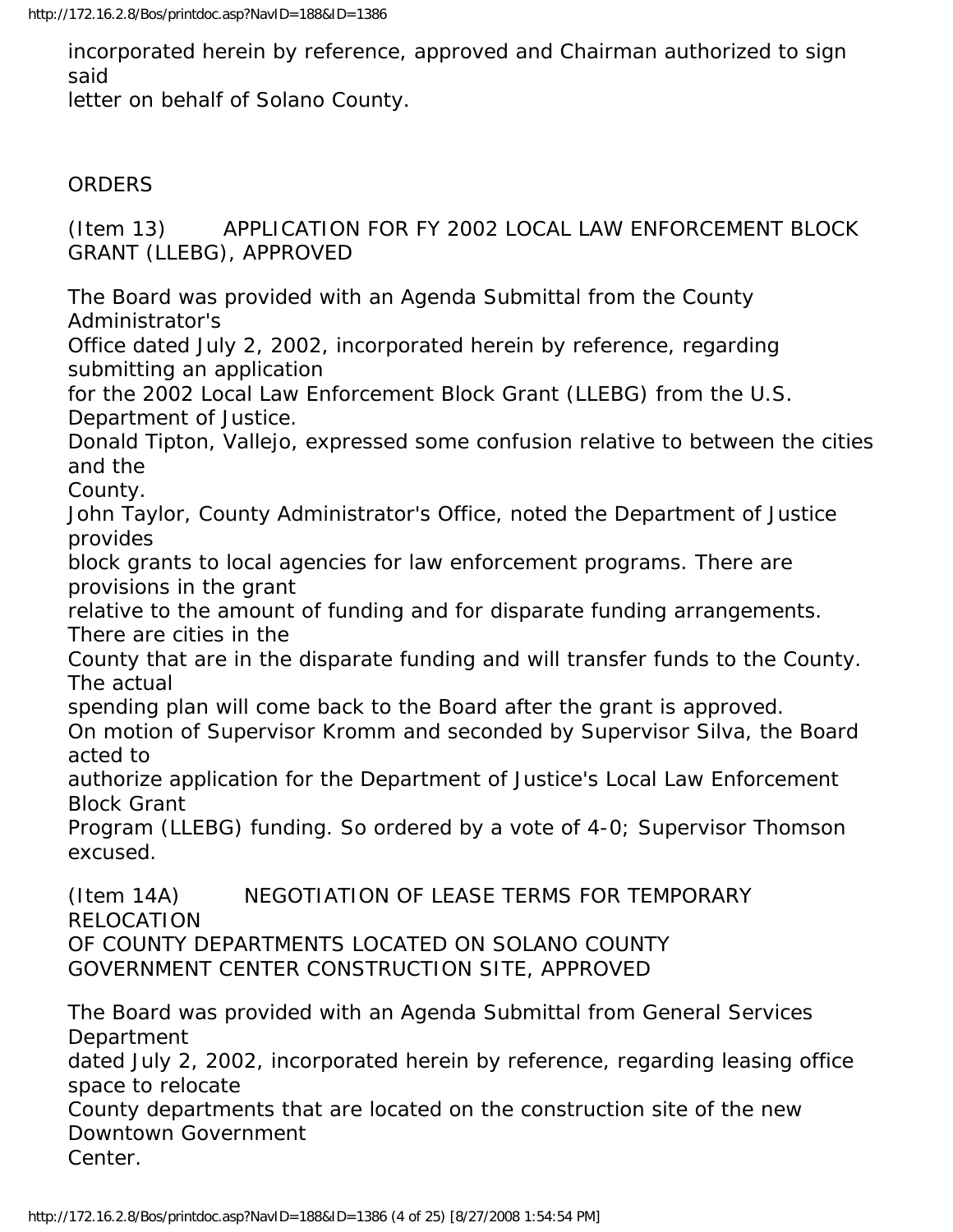incorporated herein by reference, approved and Chairman authorized to sign said letter on behalf of Solano County.

## ORDERS

### (Item 13) APPLICATION FOR FY 2002 LOCAL LAW ENFORCEMENT BLOCK GRANT (LLEBG), APPROVED

The Board was provided with an Agenda Submittal from the County Administrator's Office dated July 2, 2002, incorporated herein by reference, regarding submitting an application for the 2002 Local Law Enforcement Block Grant (LLEBG) from the U.S. Department of Justice.

Donald Tipton, Vallejo, expressed some confusion relative to between the cities and the County.

John Taylor, County Administrator's Office, noted the Department of Justice provides block grants to local agencies for law enforcement programs. There are provisions in the grant relative to the amount of funding and for disparate funding arrangements. There are cities in the County that are in the disparate funding and will transfer funds to the County. The actual spending plan will come back to the Board after the grant is approved.

On motion of Supervisor Kromm and seconded by Supervisor Silva, the Board acted to authorize application for the Department of Justice's Local Law Enforcement Block Grant Program (LLEBG) funding. So ordered by a vote of 4-0; Supervisor Thomson excused.

### (Item 14A) NEGOTIATION OF LEASE TERMS FOR TEMPORARY RELOCATION OF COUNTY DEPARTMENTS LOCATED ON SOLANO COUNTY GOVERNMENT CENTER CONSTRUCTION SITE, APPROVED

The Board was provided with an Agenda Submittal from General Services Department dated July 2, 2002, incorporated herein by reference, regarding leasing office space to relocate County departments that are located on the construction site of the new Downtown Government Center.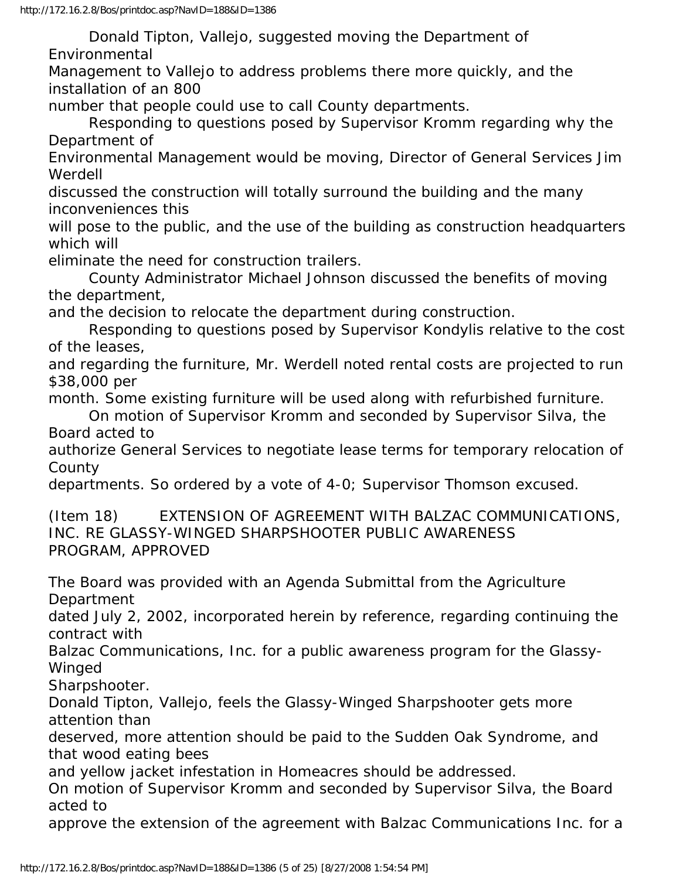Donald Tipton, Vallejo, suggested moving the Department of Environmental Management to Vallejo to address problems there more quickly, and the installation of an 800 number that people could use to call County departments.

Responding to questions posed by Supervisor Kromm regarding why the Department of Environmental Management would be moving, Director of General Services Jim Werdell discussed the construction will totally surround the building and the many inconveniences this will pose to the public, and the use of the building as construction headquarters which will eliminate the need for construction trailers.

County Administrator Michael Johnson discussed the benefits of moving the department, and the decision to relocate the department during construction.

Responding to questions posed by Supervisor Kondylis relative to the cost of the leases, and regarding the furniture, Mr. Werdell noted rental costs are projected to run $38,000 per month. Some existing furniture will be used along with refurbished furniture.

On motion of Supervisor Kromm and seconded by Supervisor Silva, the Board acted to authorize General Services to negotiate lease terms for temporary relocation of County departments. So ordered by a vote of 4-0; Supervisor Thomson excused.

(Item 18) EXTENSION OF AGREEMENT WITH BALZAC COMMUNICATIONS, INC. RE GLASSY-WINGED SHARPSHOOTER PUBLIC AWARENESS PROGRAM, APPROVED

The Board was provided with an Agenda Submittal from the Agriculture Department dated July 2, 2002, incorporated herein by reference, regarding continuing the contract with Balzac Communications, Inc. for a public awareness program for the Glassy-Winged Sharpshooter.

Donald Tipton, Vallejo, feels the Glassy-Winged Sharpshooter gets more attention than deserved, more attention should be paid to the Sudden Oak Syndrome, and that wood eating bees and yellow jacket infestation in Homeacres should be addressed.

On motion of Supervisor Kromm and seconded by Supervisor Silva, the Board acted to approve the extension of the agreement with Balzac Communications Inc. for a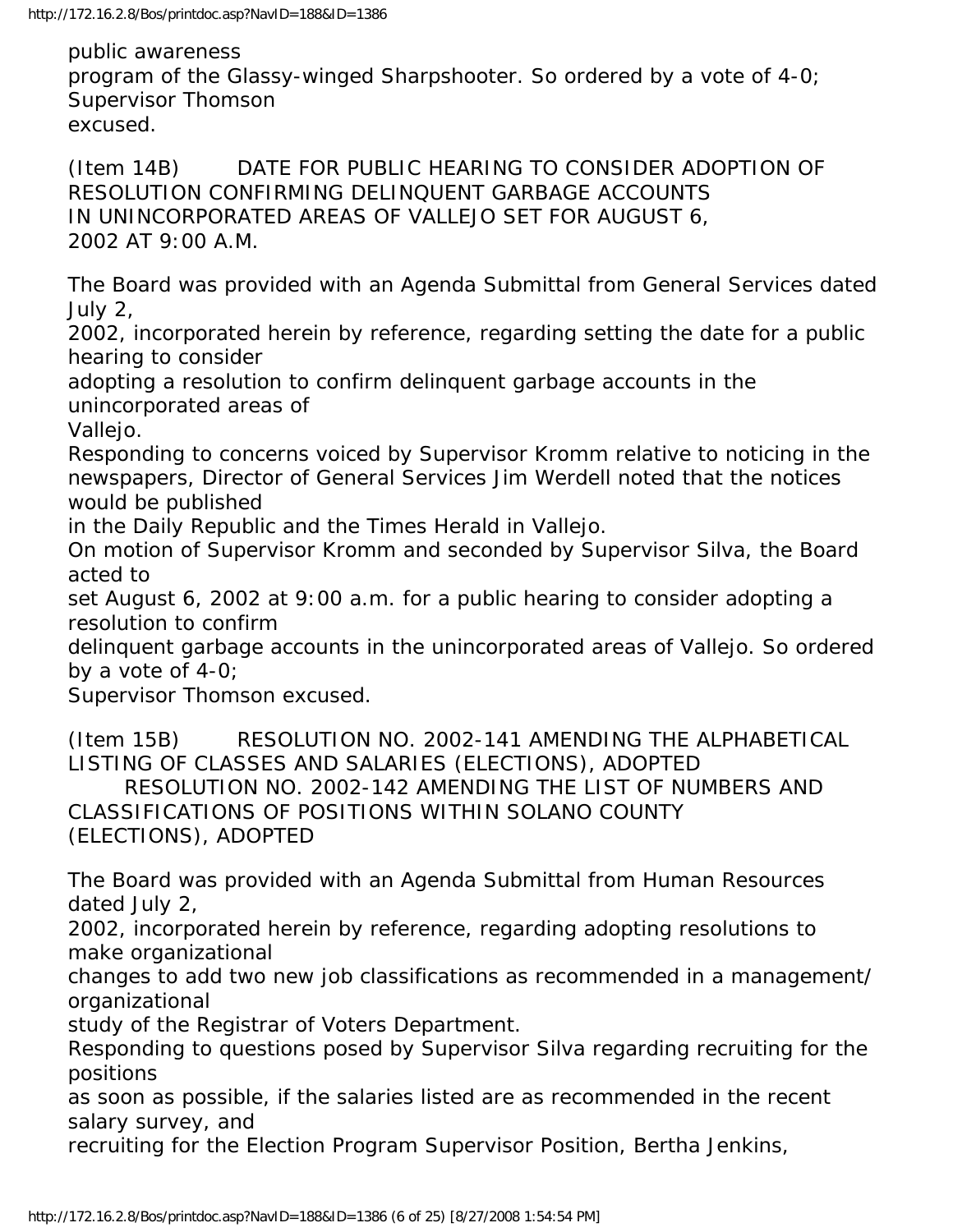public awareness program of the Glassy-winged Sharpshooter. So ordered by a vote of 4-0; Supervisor Thomson excused.

(Item 14B) DATE FOR PUBLIC HEARING TO CONSIDER ADOPTION OF RESOLUTION CONFIRMING DELINQUENT GARBAGE ACCOUNTS IN UNINCORPORATED AREAS OF VALLEJO SET FOR AUGUST 6, 2002 AT 9:00 A.M.

The Board was provided with an Agenda Submittal from General Services dated July 2, 2002, incorporated herein by reference, regarding setting the date for a public hearing to consider adopting a resolution to confirm delinquent garbage accounts in the unincorporated areas of Vallejo.

Responding to concerns voiced by Supervisor Kromm relative to noticing in the newspapers, Director of General Services Jim Werdell noted that the notices would be published in the Daily Republic and the Times Herald in Vallejo.

On motion of Supervisor Kromm and seconded by Supervisor Silva, the Board acted to set August 6, 2002 at 9:00 a.m. for a public hearing to consider adopting a resolution to confirm delinquent garbage accounts in the unincorporated areas of Vallejo. So ordered by a vote of 4-0; Supervisor Thomson excused.

(Item 15B) RESOLUTION NO. 2002-141 AMENDING THE ALPHABETICAL LISTING OF CLASSES AND SALARIES (ELECTIONS), ADOPTED
RESOLUTION NO. 2002-142 AMENDING THE LIST OF NUMBERS AND CLASSIFICATIONS OF POSITIONS WITHIN SOLANO COUNTY (ELECTIONS), ADOPTED

The Board was provided with an Agenda Submittal from Human Resources dated July 2, 2002, incorporated herein by reference, regarding adopting resolutions to make organizational changes to add two new job classifications as recommended in a management/ organizational study of the Registrar of Voters Department.

Responding to questions posed by Supervisor Silva regarding recruiting for the positions as soon as possible, if the salaries listed are as recommended in the recent salary survey, and recruiting for the Election Program Supervisor Position, Bertha Jenkins,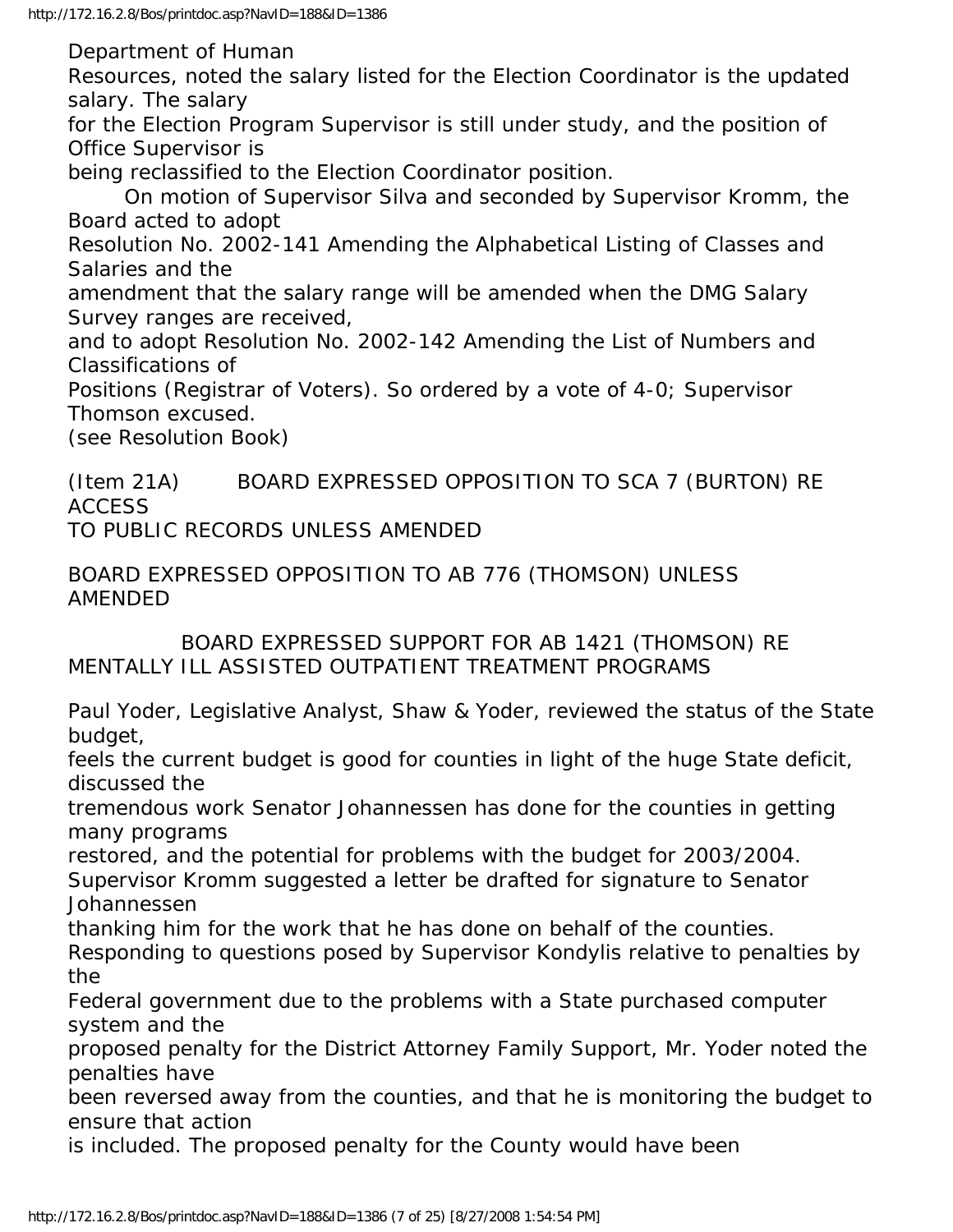Department of Human Resources, noted the salary listed for the Election Coordinator is the updated salary. The salary for the Election Program Supervisor is still under study, and the position of Office Supervisor is being reclassified to the Election Coordinator position.

On motion of Supervisor Silva and seconded by Supervisor Kromm, the Board acted to adopt Resolution No. 2002-141 Amending the Alphabetical Listing of Classes and Salaries and the amendment that the salary range will be amended when the DMG Salary Survey ranges are received, and to adopt Resolution No. 2002-142 Amending the List of Numbers and Classifications of Positions (Registrar of Voters). So ordered by a vote of 4-0; Supervisor Thomson excused.

(see Resolution Book)

(Item 21A) BOARD EXPRESSED OPPOSITION TO SCA 7 (BURTON) RE ACCESS TO PUBLIC RECORDS UNLESS AMENDED

BOARD EXPRESSED OPPOSITION TO AB 776 (THOMSON) UNLESS AMENDED

BOARD EXPRESSED SUPPORT FOR AB 1421 (THOMSON) RE MENTALLY ILL ASSISTED OUTPATIENT TREATMENT PROGRAMS

Paul Yoder, Legislative Analyst, Shaw & Yoder, reviewed the status of the State budget, feels the current budget is good for counties in light of the huge State deficit, discussed the tremendous work Senator Johannessen has done for the counties in getting many programs restored, and the potential for problems with the budget for 2003/2004.

Supervisor Kromm suggested a letter be drafted for signature to Senator Johannessen thanking him for the work that he has done on behalf of the counties.

Responding to questions posed by Supervisor Kondylis relative to penalties by the Federal government due to the problems with a State purchased computer system and the proposed penalty for the District Attorney Family Support, Mr. Yoder noted the penalties have been reversed away from the counties, and that he is monitoring the budget to ensure that action is included. The proposed penalty for the County would have been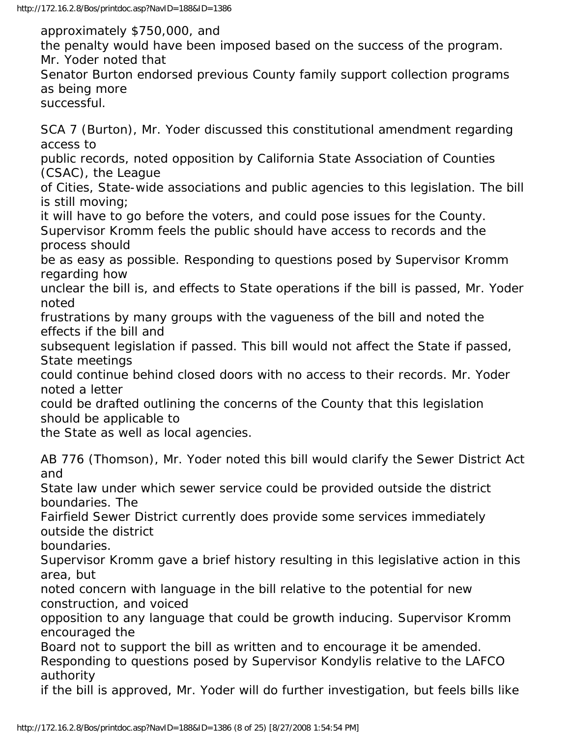approximately $750,000, and
the penalty would have been imposed based on the success of the program. Mr. Yoder noted that
Senator Burton endorsed previous County family support collection programs as being more
successful.

SCA 7 (Burton), Mr. Yoder discussed this constitutional amendment regarding access to
public records, noted opposition by California State Association of Counties (CSAC), the League
of Cities, State-wide associations and public agencies to this legislation. The bill is still moving;
it will have to go before the voters, and could pose issues for the County.
Supervisor Kromm feels the public should have access to records and the process should
be as easy as possible. Responding to questions posed by Supervisor Kromm regarding how
unclear the bill is, and effects to State operations if the bill is passed, Mr. Yoder noted
frustrations by many groups with the vagueness of the bill and noted the effects if the bill and
subsequent legislation if passed. This bill would not affect the State if passed, State meetings
could continue behind closed doors with no access to their records. Mr. Yoder noted a letter
could be drafted outlining the concerns of the County that this legislation should be applicable to
the State as well as local agencies.

AB 776 (Thomson), Mr. Yoder noted this bill would clarify the Sewer District Act and
State law under which sewer service could be provided outside the district boundaries. The
Fairfield Sewer District currently does provide some services immediately outside the district
boundaries.
Supervisor Kromm gave a brief history resulting in this legislative action in this area, but
noted concern with language in the bill relative to the potential for new construction, and voiced
opposition to any language that could be growth inducing. Supervisor Kromm encouraged the
Board not to support the bill as written and to encourage it be amended.
Responding to questions posed by Supervisor Kondylis relative to the LAFCO authority
if the bill is approved, Mr. Yoder will do further investigation, but feels bills like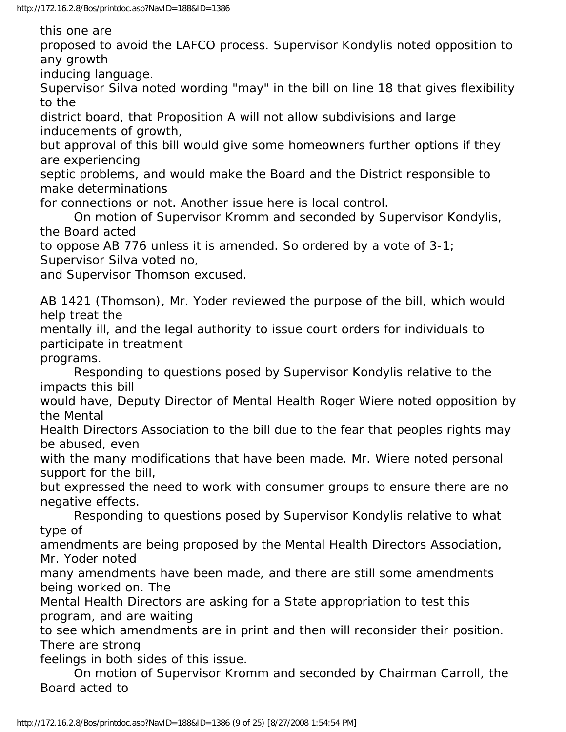this one are proposed to avoid the LAFCO process. Supervisor Kondylis noted opposition to any growth inducing language.

Supervisor Silva noted wording "may" in the bill on line 18 that gives flexibility to the district board, that Proposition A will not allow subdivisions and large inducements of growth, but approval of this bill would give some homeowners further options if they are experiencing septic problems, and would make the Board and the District responsible to make determinations for connections or not. Another issue here is local control.

On motion of Supervisor Kromm and seconded by Supervisor Kondylis, the Board acted to oppose AB 776 unless it is amended. So ordered by a vote of 3-1; Supervisor Silva voted no, and Supervisor Thomson excused.

AB 1421 (Thomson), Mr. Yoder reviewed the purpose of the bill, which would help treat the mentally ill, and the legal authority to issue court orders for individuals to participate in treatment programs.

Responding to questions posed by Supervisor Kondylis relative to the impacts this bill would have, Deputy Director of Mental Health Roger Wiere noted opposition by the Mental Health Directors Association to the bill due to the fear that peoples rights may be abused, even with the many modifications that have been made. Mr. Wiere noted personal support for the bill, but expressed the need to work with consumer groups to ensure there are no negative effects.

Responding to questions posed by Supervisor Kondylis relative to what type of amendments are being proposed by the Mental Health Directors Association, Mr. Yoder noted many amendments have been made, and there are still some amendments being worked on. The Mental Health Directors are asking for a State appropriation to test this program, and are waiting to see which amendments are in print and then will reconsider their position. There are strong feelings in both sides of this issue.

On motion of Supervisor Kromm and seconded by Chairman Carroll, the Board acted to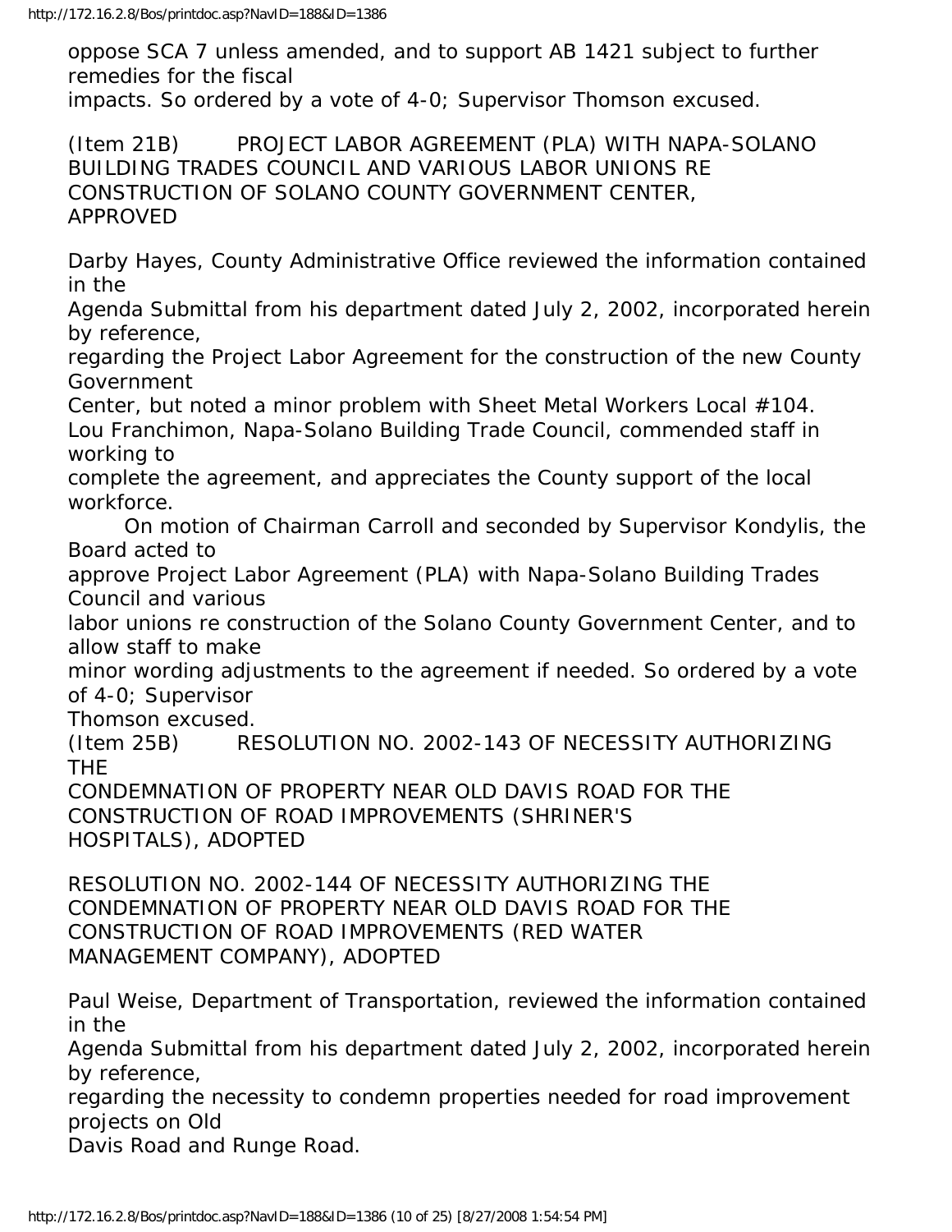oppose SCA 7 unless amended, and to support AB 1421 subject to further remedies for the fiscal impacts. So ordered by a vote of 4-0; Supervisor Thomson excused.

(Item 21B) PROJECT LABOR AGREEMENT (PLA) WITH NAPA-SOLANO BUILDING TRADES COUNCIL AND VARIOUS LABOR UNIONS RE CONSTRUCTION OF SOLANO COUNTY GOVERNMENT CENTER, APPROVED

Darby Hayes, County Administrative Office reviewed the information contained in the Agenda Submittal from his department dated July 2, 2002, incorporated herein by reference, regarding the Project Labor Agreement for the construction of the new County Government Center, but noted a minor problem with Sheet Metal Workers Local #104.

Lou Franchimon, Napa-Solano Building Trade Council, commended staff in working to complete the agreement, and appreciates the County support of the local workforce.

On motion of Chairman Carroll and seconded by Supervisor Kondylis, the Board acted to approve Project Labor Agreement (PLA) with Napa-Solano Building Trades Council and various labor unions re construction of the Solano County Government Center, and to allow staff to make minor wording adjustments to the agreement if needed. So ordered by a vote of 4-0; Supervisor Thomson excused.

(Item 25B) RESOLUTION NO. 2002-143 OF NECESSITY AUTHORIZING THE CONDEMNATION OF PROPERTY NEAR OLD DAVIS ROAD FOR THE CONSTRUCTION OF ROAD IMPROVEMENTS (SHRINER'S HOSPITALS), ADOPTED

RESOLUTION NO. 2002-144 OF NECESSITY AUTHORIZING THE CONDEMNATION OF PROPERTY NEAR OLD DAVIS ROAD FOR THE CONSTRUCTION OF ROAD IMPROVEMENTS (RED WATER MANAGEMENT COMPANY), ADOPTED

Paul Weise, Department of Transportation, reviewed the information contained in the Agenda Submittal from his department dated July 2, 2002, incorporated herein by reference, regarding the necessity to condemn properties needed for road improvement projects on Old Davis Road and Runge Road.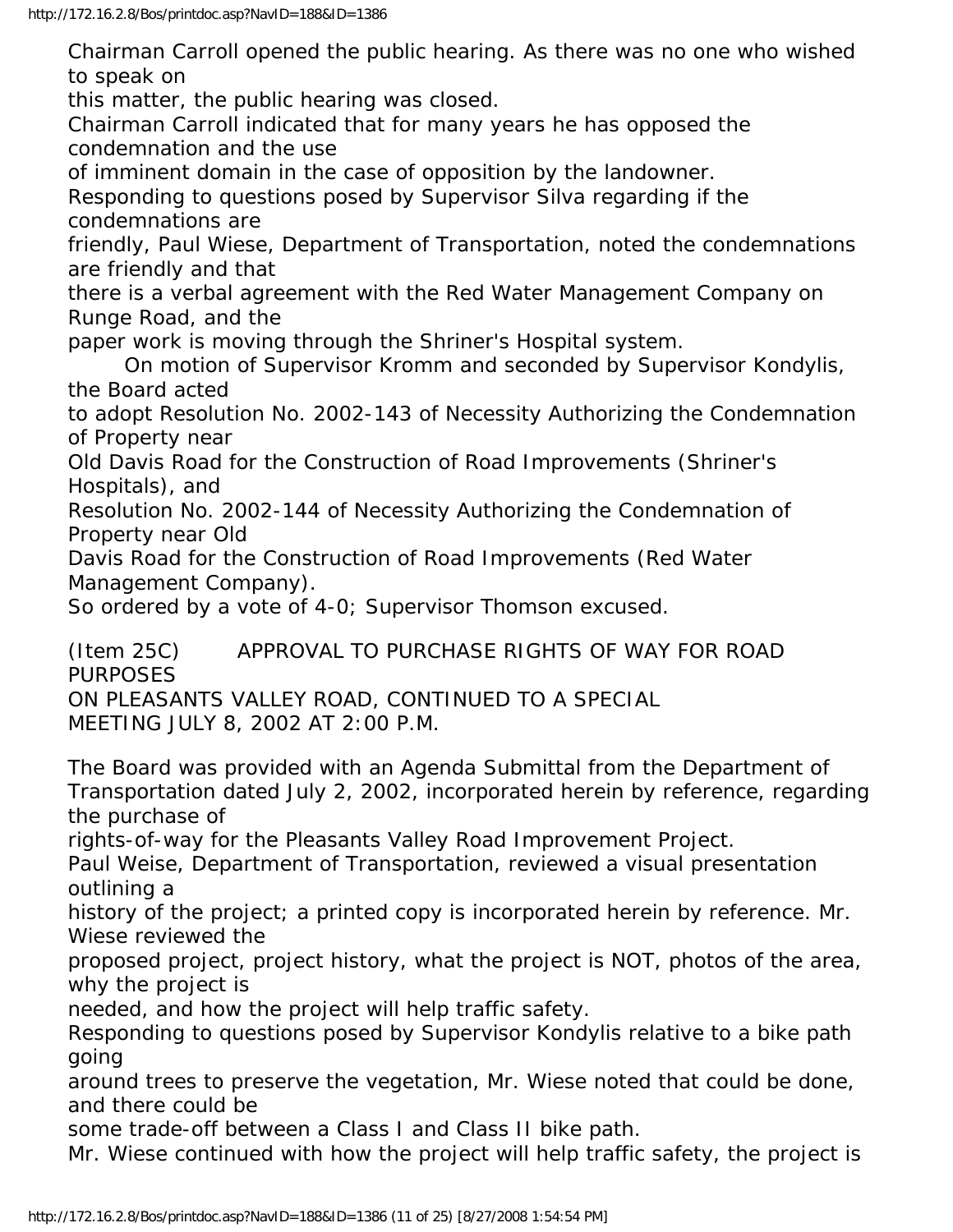Chairman Carroll opened the public hearing. As there was no one who wished to speak on this matter, the public hearing was closed.

Chairman Carroll indicated that for many years he has opposed the condemnation and the use of imminent domain in the case of opposition by the landowner.

Responding to questions posed by Supervisor Silva regarding if the condemnations are friendly, Paul Wiese, Department of Transportation, noted the condemnations are friendly and that there is a verbal agreement with the Red Water Management Company on Runge Road, and the paper work is moving through the Shriner's Hospital system.

On motion of Supervisor Kromm and seconded by Supervisor Kondylis, the Board acted to adopt Resolution No. 2002-143 of Necessity Authorizing the Condemnation of Property near Old Davis Road for the Construction of Road Improvements (Shriner's Hospitals), and Resolution No. 2002-144 of Necessity Authorizing the Condemnation of Property near Old Davis Road for the Construction of Road Improvements (Red Water Management Company).

So ordered by a vote of 4-0; Supervisor Thomson excused.

(Item 25C) APPROVAL TO PURCHASE RIGHTS OF WAY FOR ROAD PURPOSES ON PLEASANTS VALLEY ROAD, CONTINUED TO A SPECIAL MEETING JULY 8, 2002 AT 2:00 P.M.

The Board was provided with an Agenda Submittal from the Department of Transportation dated July 2, 2002, incorporated herein by reference, regarding the purchase of rights-of-way for the Pleasants Valley Road Improvement Project.

Paul Weise, Department of Transportation, reviewed a visual presentation outlining a history of the project; a printed copy is incorporated herein by reference. Mr. Wiese reviewed the proposed project, project history, what the project is NOT, photos of the area, why the project is needed, and how the project will help traffic safety.

Responding to questions posed by Supervisor Kondylis relative to a bike path going around trees to preserve the vegetation, Mr. Wiese noted that could be done, and there could be some trade-off between a Class I and Class II bike path.

Mr. Wiese continued with how the project will help traffic safety, the project is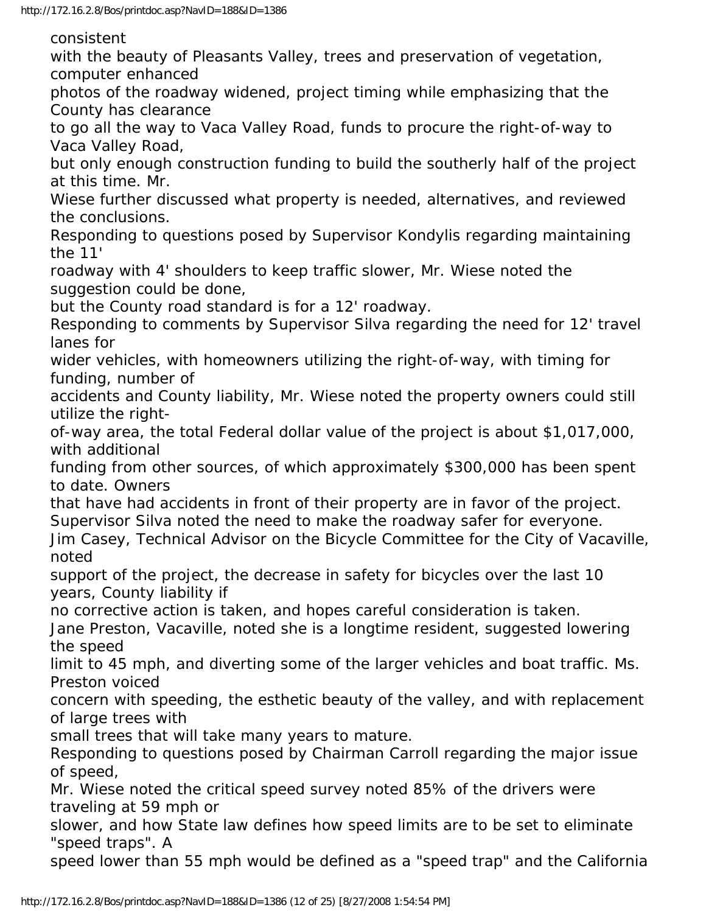consistent with the beauty of Pleasants Valley, trees and preservation of vegetation, computer enhanced photos of the roadway widened, project timing while emphasizing that the County has clearance to go all the way to Vaca Valley Road, funds to procure the right-of-way to Vaca Valley Road, but only enough construction funding to build the southerly half of the project at this time. Mr. Wiese further discussed what property is needed, alternatives, and reviewed the conclusions.

Responding to questions posed by Supervisor Kondylis regarding maintaining the 11' roadway with 4' shoulders to keep traffic slower, Mr. Wiese noted the suggestion could be done, but the County road standard is for a 12' roadway.

Responding to comments by Supervisor Silva regarding the need for 12' travel lanes for wider vehicles, with homeowners utilizing the right-of-way, with timing for funding, number of accidents and County liability, Mr. Wiese noted the property owners could still utilize the right-of-way area, the total Federal dollar value of the project is about $1,017,000, with additional funding from other sources, of which approximately $300,000 has been spent to date. Owners that have had accidents in front of their property are in favor of the project.

Supervisor Silva noted the need to make the roadway safer for everyone.

Jim Casey, Technical Advisor on the Bicycle Committee for the City of Vacaville, noted support of the project, the decrease in safety for bicycles over the last 10 years, County liability if no corrective action is taken, and hopes careful consideration is taken.

Jane Preston, Vacaville, noted she is a longtime resident, suggested lowering the speed limit to 45 mph, and diverting some of the larger vehicles and boat traffic. Ms. Preston voiced concern with speeding, the esthetic beauty of the valley, and with replacement of large trees with small trees that will take many years to mature.

Responding to questions posed by Chairman Carroll regarding the major issue of speed, Mr. Wiese noted the critical speed survey noted 85% of the drivers were traveling at 59 mph or slower, and how State law defines how speed limits are to be set to eliminate "speed traps". A speed lower than 55 mph would be defined as a "speed trap" and the California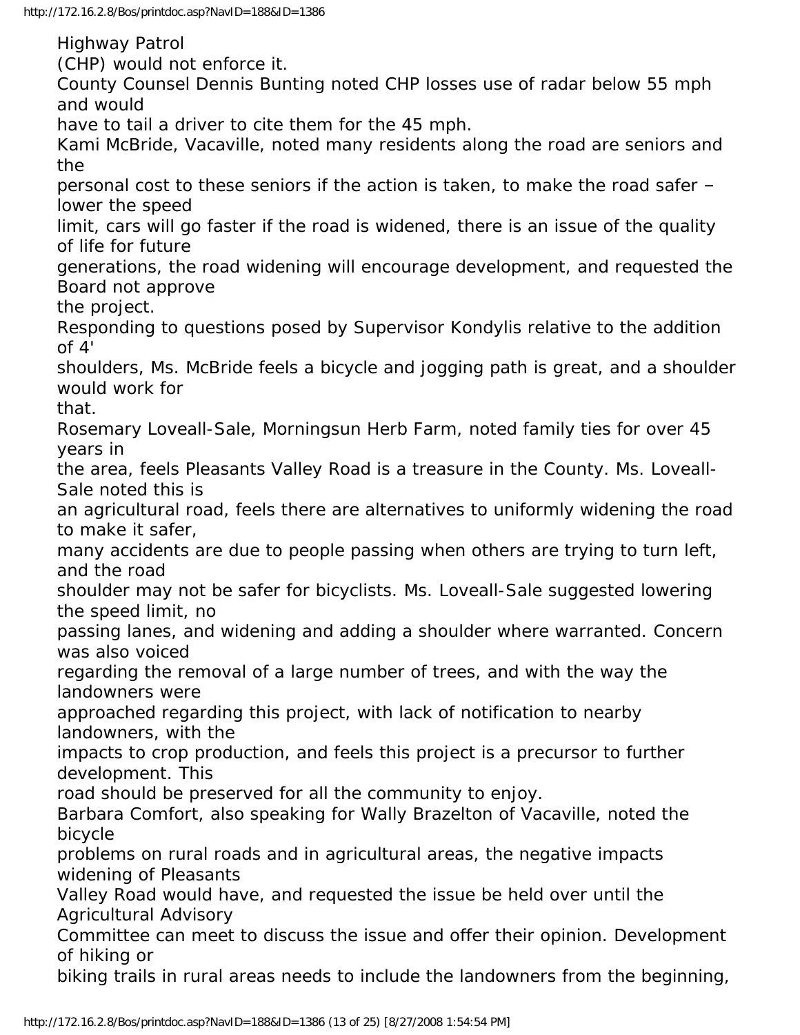Highway Patrol (CHP) would not enforce it.

County Counsel Dennis Bunting noted CHP losses use of radar below 55 mph and would have to tail a driver to cite them for the 45 mph.

Kami McBride, Vacaville, noted many residents along the road are seniors and the personal cost to these seniors if the action is taken, to make the road safer – lower the speed limit, cars will go faster if the road is widened, there is an issue of the quality of life for future generations, the road widening will encourage development, and requested the Board not approve the project.

Responding to questions posed by Supervisor Kondylis relative to the addition of 4' shoulders, Ms. McBride feels a bicycle and jogging path is great, and a shoulder would work for that.

Rosemary Loveall-Sale, Morningsun Herb Farm, noted family ties for over 45 years in the area, feels Pleasants Valley Road is a treasure in the County. Ms. Loveall-Sale noted this is an agricultural road, feels there are alternatives to uniformly widening the road to make it safer, many accidents are due to people passing when others are trying to turn left, and the road shoulder may not be safer for bicyclists. Ms. Loveall-Sale suggested lowering the speed limit, no passing lanes, and widening and adding a shoulder where warranted. Concern was also voiced regarding the removal of a large number of trees, and with the way the landowners were approached regarding this project, with lack of notification to nearby landowners, with the impacts to crop production, and feels this project is a precursor to further development. This road should be preserved for all the community to enjoy.

Barbara Comfort, also speaking for Wally Brazelton of Vacaville, noted the bicycle problems on rural roads and in agricultural areas, the negative impacts widening of Pleasants Valley Road would have, and requested the issue be held over until the Agricultural Advisory Committee can meet to discuss the issue and offer their opinion. Development of hiking or biking trails in rural areas needs to include the landowners from the beginning,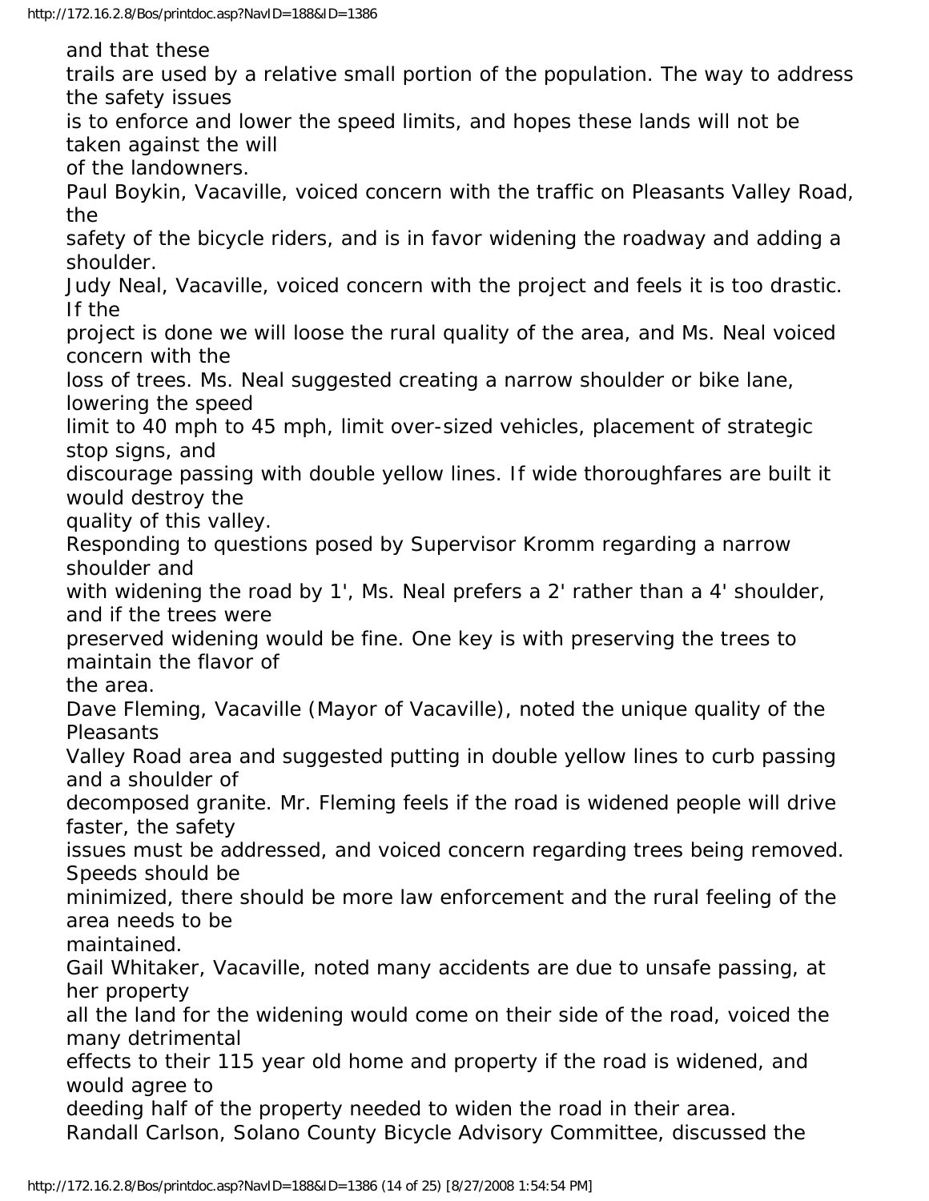and that these trails are used by a relative small portion of the population. The way to address the safety issues is to enforce and lower the speed limits, and hopes these lands will not be taken against the will of the landowners.

Paul Boykin, Vacaville, voiced concern with the traffic on Pleasants Valley Road, the safety of the bicycle riders, and is in favor widening the roadway and adding a shoulder.

Judy Neal, Vacaville, voiced concern with the project and feels it is too drastic. If the project is done we will loose the rural quality of the area, and Ms. Neal voiced concern with the loss of trees. Ms. Neal suggested creating a narrow shoulder or bike lane, lowering the speed limit to 40 mph to 45 mph, limit over-sized vehicles, placement of strategic stop signs, and discourage passing with double yellow lines. If wide thoroughfares are built it would destroy the quality of this valley.

Responding to questions posed by Supervisor Kromm regarding a narrow shoulder and with widening the road by 1', Ms. Neal prefers a 2' rather than a 4' shoulder, and if the trees were preserved widening would be fine. One key is with preserving the trees to maintain the flavor of the area.

Dave Fleming, Vacaville (Mayor of Vacaville), noted the unique quality of the Pleasants Valley Road area and suggested putting in double yellow lines to curb passing and a shoulder of decomposed granite. Mr. Fleming feels if the road is widened people will drive faster, the safety issues must be addressed, and voiced concern regarding trees being removed. Speeds should be minimized, there should be more law enforcement and the rural feeling of the area needs to be maintained.

Gail Whitaker, Vacaville, noted many accidents are due to unsafe passing, at her property all the land for the widening would come on their side of the road, voiced the many detrimental effects to their 115 year old home and property if the road is widened, and would agree to deeding half of the property needed to widen the road in their area.

Randall Carlson, Solano County Bicycle Advisory Committee, discussed the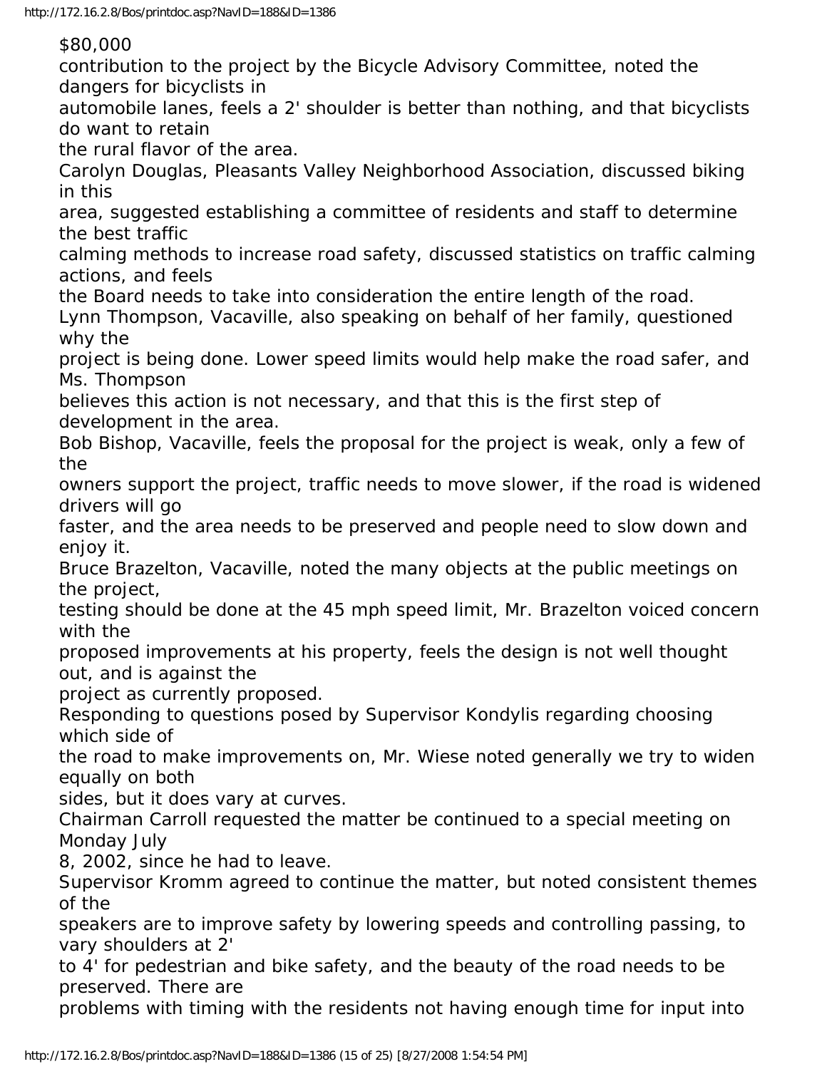$80,000 contribution to the project by the Bicycle Advisory Committee, noted the dangers for bicyclists in automobile lanes, feels a 2' shoulder is better than nothing, and that bicyclists do want to retain the rural flavor of the area.

Carolyn Douglas, Pleasants Valley Neighborhood Association, discussed biking in this area, suggested establishing a committee of residents and staff to determine the best traffic calming methods to increase road safety, discussed statistics on traffic calming actions, and feels the Board needs to take into consideration the entire length of the road.

Lynn Thompson, Vacaville, also speaking on behalf of her family, questioned why the project is being done. Lower speed limits would help make the road safer, and Ms. Thompson believes this action is not necessary, and that this is the first step of development in the area.

Bob Bishop, Vacaville, feels the proposal for the project is weak, only a few of the owners support the project, traffic needs to move slower, if the road is widened drivers will go faster, and the area needs to be preserved and people need to slow down and enjoy it.

Bruce Brazelton, Vacaville, noted the many objects at the public meetings on the project, testing should be done at the 45 mph speed limit, Mr. Brazelton voiced concern with the proposed improvements at his property, feels the design is not well thought out, and is against the project as currently proposed.

Responding to questions posed by Supervisor Kondylis regarding choosing which side of the road to make improvements on, Mr. Wiese noted generally we try to widen equally on both sides, but it does vary at curves.

Chairman Carroll requested the matter be continued to a special meeting on Monday July 8, 2002, since he had to leave.

Supervisor Kromm agreed to continue the matter, but noted consistent themes of the speakers are to improve safety by lowering speeds and controlling passing, to vary shoulders at 2' to 4' for pedestrian and bike safety, and the beauty of the road needs to be preserved. There are problems with timing with the residents not having enough time for input into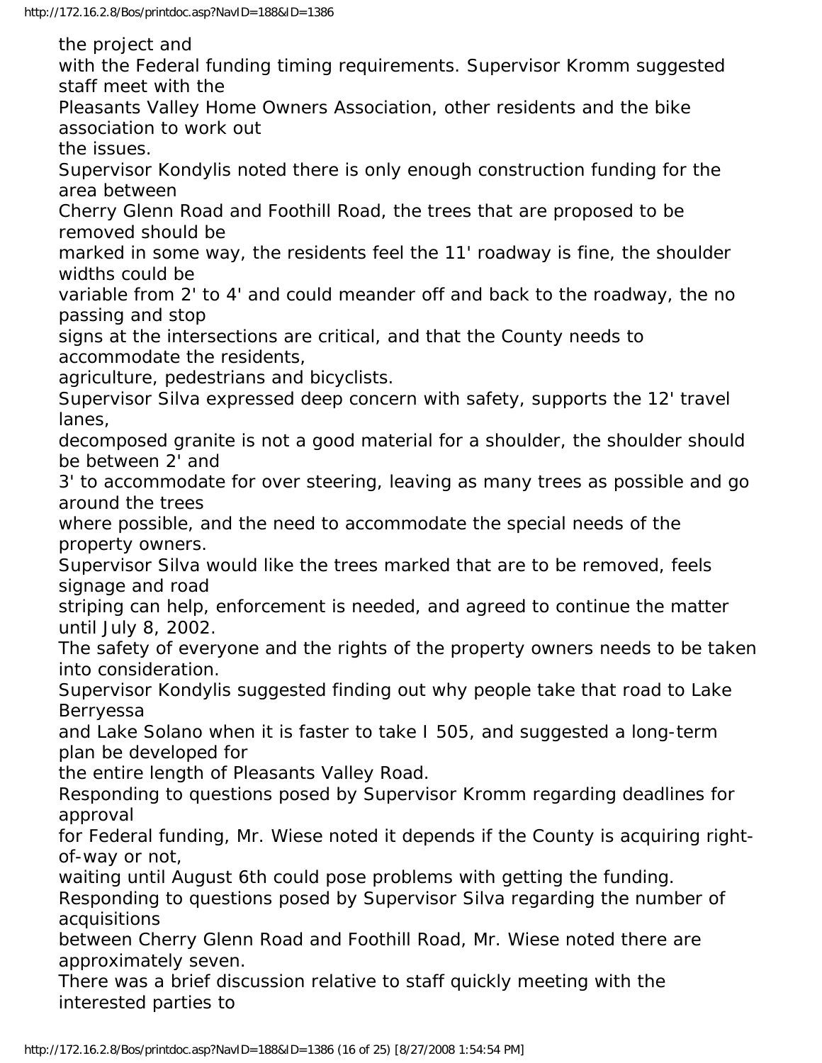the project and with the Federal funding timing requirements. Supervisor Kromm suggested staff meet with the Pleasants Valley Home Owners Association, other residents and the bike association to work out the issues.

Supervisor Kondylis noted there is only enough construction funding for the area between Cherry Glenn Road and Foothill Road, the trees that are proposed to be removed should be marked in some way, the residents feel the 11' roadway is fine, the shoulder widths could be variable from 2' to 4' and could meander off and back to the roadway, the no passing and stop signs at the intersections are critical, and that the County needs to accommodate the residents, agriculture, pedestrians and bicyclists.

Supervisor Silva expressed deep concern with safety, supports the 12' travel lanes, decomposed granite is not a good material for a shoulder, the shoulder should be between 2' and 3' to accommodate for over steering, leaving as many trees as possible and go around the trees where possible, and the need to accommodate the special needs of the property owners.

Supervisor Silva would like the trees marked that are to be removed, feels signage and road striping can help, enforcement is needed, and agreed to continue the matter until July 8, 2002.

The safety of everyone and the rights of the property owners needs to be taken into consideration.

Supervisor Kondylis suggested finding out why people take that road to Lake Berryessa and Lake Solano when it is faster to take I 505, and suggested a long-term plan be developed for the entire length of Pleasants Valley Road.

Responding to questions posed by Supervisor Kromm regarding deadlines for approval for Federal funding, Mr. Wiese noted it depends if the County is acquiring right-of-way or not, waiting until August 6th could pose problems with getting the funding.

Responding to questions posed by Supervisor Silva regarding the number of acquisitions between Cherry Glenn Road and Foothill Road, Mr. Wiese noted there are approximately seven.

There was a brief discussion relative to staff quickly meeting with the interested parties to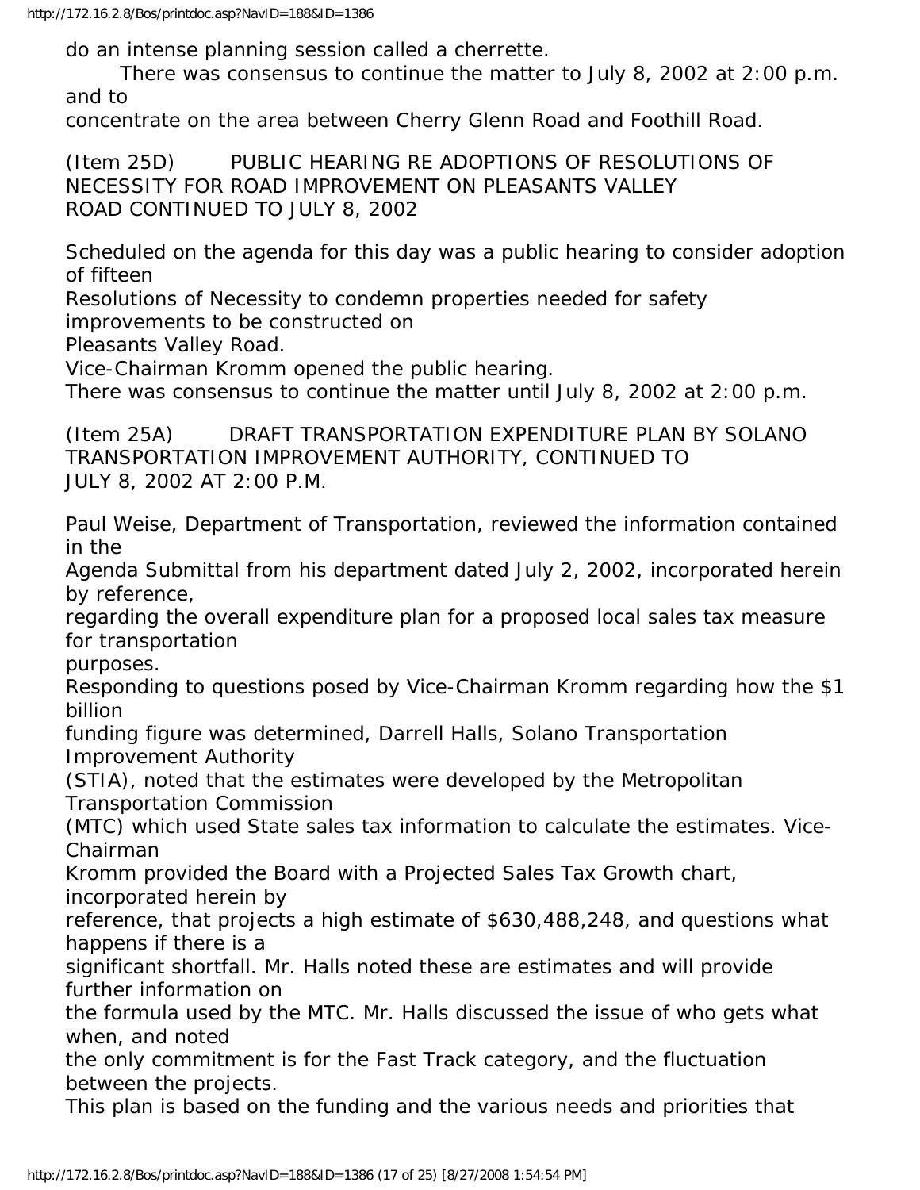do an intense planning session called a cherrette.

There was consensus to continue the matter to July 8, 2002 at 2:00 p.m. and to concentrate on the area between Cherry Glenn Road and Foothill Road.

(Item 25D) PUBLIC HEARING RE ADOPTIONS OF RESOLUTIONS OF NECESSITY FOR ROAD IMPROVEMENT ON PLEASANTS VALLEY ROAD CONTINUED TO JULY 8, 2002

Scheduled on the agenda for this day was a public hearing to consider adoption of fifteen Resolutions of Necessity to condemn properties needed for safety improvements to be constructed on Pleasants Valley Road.

Vice-Chairman Kromm opened the public hearing.

There was consensus to continue the matter until July 8, 2002 at 2:00 p.m.

(Item 25A) DRAFT TRANSPORTATION EXPENDITURE PLAN BY SOLANO TRANSPORTATION IMPROVEMENT AUTHORITY, CONTINUED TO JULY 8, 2002 AT 2:00 P.M.

Paul Weise, Department of Transportation, reviewed the information contained in the Agenda Submittal from his department dated July 2, 2002, incorporated herein by reference, regarding the overall expenditure plan for a proposed local sales tax measure for transportation purposes.

Responding to questions posed by Vice-Chairman Kromm regarding how the $1 billion funding figure was determined, Darrell Halls, Solano Transportation Improvement Authority (STIA), noted that the estimates were developed by the Metropolitan Transportation Commission (MTC) which used State sales tax information to calculate the estimates. Vice-Chairman Kromm provided the Board with a Projected Sales Tax Growth chart, incorporated herein by reference, that projects a high estimate of $630,488,248, and questions what happens if there is a significant shortfall. Mr. Halls noted these are estimates and will provide further information on the formula used by the MTC. Mr. Halls discussed the issue of who gets what when, and noted the only commitment is for the Fast Track category, and the fluctuation between the projects.

This plan is based on the funding and the various needs and priorities that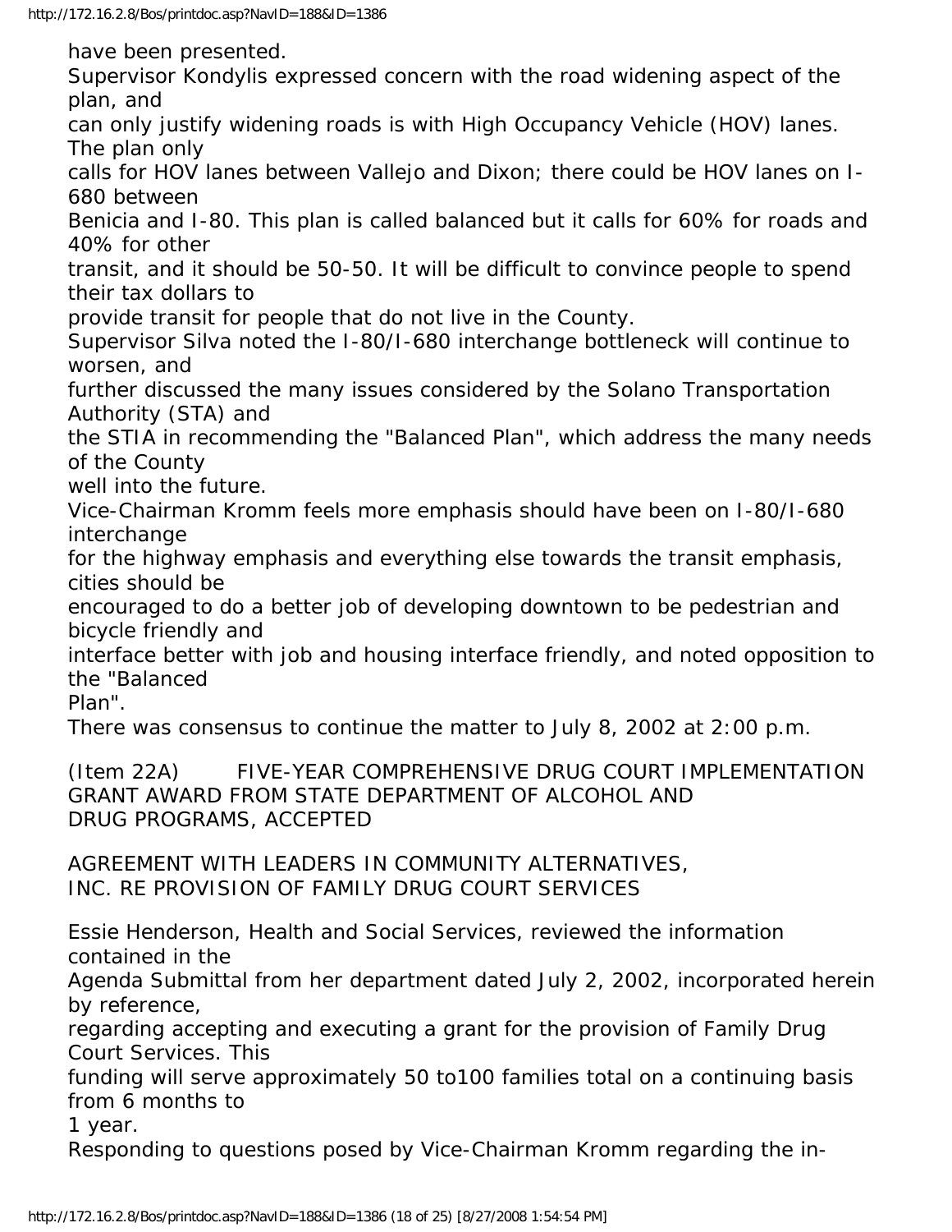have been presented.

Supervisor Kondylis expressed concern with the road widening aspect of the plan, and can only justify widening roads is with High Occupancy Vehicle (HOV) lanes. The plan only calls for HOV lanes between Vallejo and Dixon; there could be HOV lanes on I-680 between Benicia and I-80. This plan is called balanced but it calls for 60% for roads and 40% for other transit, and it should be 50-50. It will be difficult to convince people to spend their tax dollars to provide transit for people that do not live in the County.

Supervisor Silva noted the I-80/I-680 interchange bottleneck will continue to worsen, and further discussed the many issues considered by the Solano Transportation Authority (STA) and the STIA in recommending the "Balanced Plan", which address the many needs of the County well into the future.

Vice-Chairman Kromm feels more emphasis should have been on I-80/I-680 interchange for the highway emphasis and everything else towards the transit emphasis, cities should be encouraged to do a better job of developing downtown to be pedestrian and bicycle friendly and interface better with job and housing interface friendly, and noted opposition to the "Balanced Plan".

There was consensus to continue the matter to July 8, 2002 at 2:00 p.m.

(Item 22A) FIVE-YEAR COMPREHENSIVE DRUG COURT IMPLEMENTATION GRANT AWARD FROM STATE DEPARTMENT OF ALCOHOL AND DRUG PROGRAMS, ACCEPTED

AGREEMENT WITH LEADERS IN COMMUNITY ALTERNATIVES, INC. RE PROVISION OF FAMILY DRUG COURT SERVICES

Essie Henderson, Health and Social Services, reviewed the information contained in the Agenda Submittal from her department dated July 2, 2002, incorporated herein by reference, regarding accepting and executing a grant for the provision of Family Drug Court Services. This funding will serve approximately 50 to100 families total on a continuing basis from 6 months to 1 year.

Responding to questions posed by Vice-Chairman Kromm regarding the in-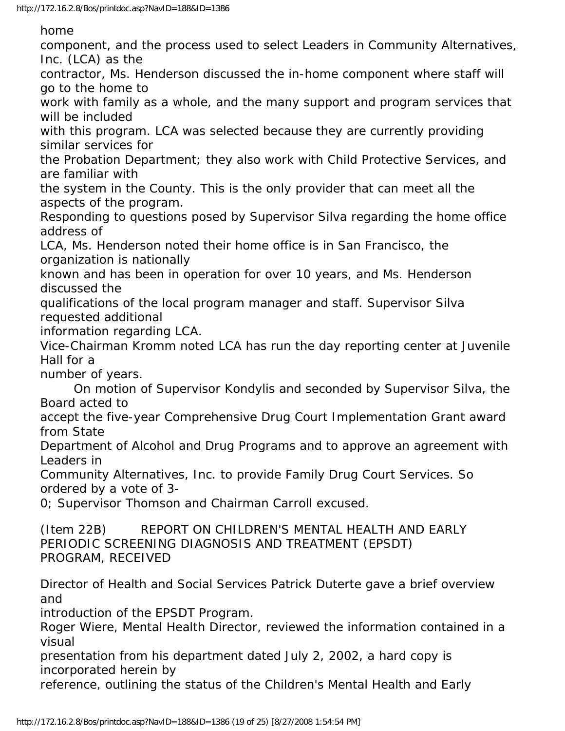home component, and the process used to select Leaders in Community Alternatives, Inc. (LCA) as the contractor, Ms. Henderson discussed the in-home component where staff will go to the home to work with family as a whole, and the many support and program services that will be included with this program. LCA was selected because they are currently providing similar services for the Probation Department; they also work with Child Protective Services, and are familiar with the system in the County. This is the only provider that can meet all the aspects of the program.

Responding to questions posed by Supervisor Silva regarding the home office address of LCA, Ms. Henderson noted their home office is in San Francisco, the organization is nationally known and has been in operation for over 10 years, and Ms. Henderson discussed the qualifications of the local program manager and staff. Supervisor Silva requested additional information regarding LCA.

Vice-Chairman Kromm noted LCA has run the day reporting center at Juvenile Hall for a number of years.

On motion of Supervisor Kondylis and seconded by Supervisor Silva, the Board acted to accept the five-year Comprehensive Drug Court Implementation Grant award from State Department of Alcohol and Drug Programs and to approve an agreement with Leaders in Community Alternatives, Inc. to provide Family Drug Court Services. So ordered by a vote of 3-0; Supervisor Thomson and Chairman Carroll excused.

(Item 22B) REPORT ON CHILDREN'S MENTAL HEALTH AND EARLY PERIODIC SCREENING DIAGNOSIS AND TREATMENT (EPSDT) PROGRAM, RECEIVED

Director of Health and Social Services Patrick Duterte gave a brief overview and introduction of the EPSDT Program.

Roger Wiere, Mental Health Director, reviewed the information contained in a visual presentation from his department dated July 2, 2002, a hard copy is incorporated herein by reference, outlining the status of the Children's Mental Health and Early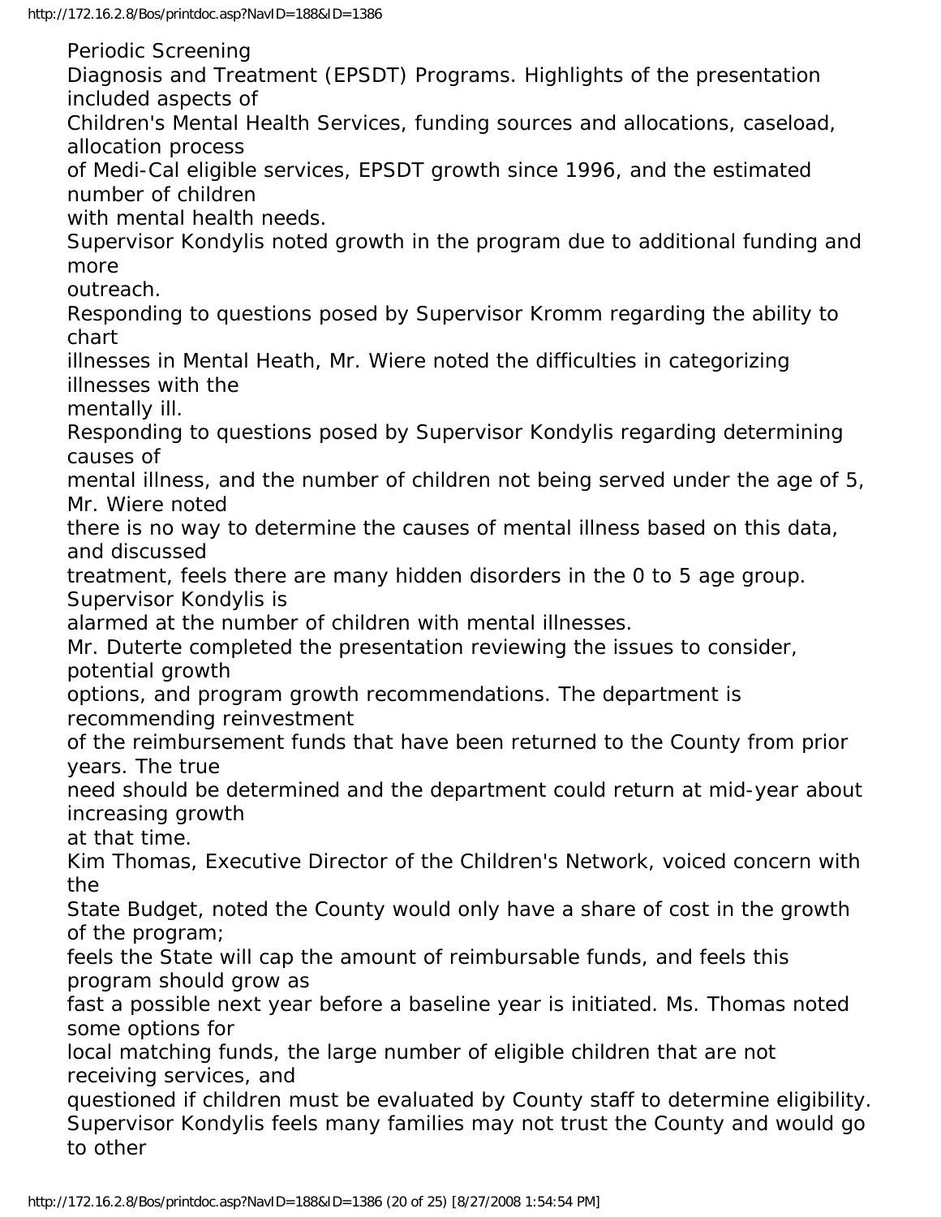Periodic Screening Diagnosis and Treatment (EPSDT) Programs. Highlights of the presentation included aspects of Children's Mental Health Services, funding sources and allocations, caseload, allocation process of Medi-Cal eligible services, EPSDT growth since 1996, and the estimated number of children with mental health needs.

Supervisor Kondylis noted growth in the program due to additional funding and more outreach.

Responding to questions posed by Supervisor Kromm regarding the ability to chart illnesses in Mental Heath, Mr. Wiere noted the difficulties in categorizing illnesses with the mentally ill.

Responding to questions posed by Supervisor Kondylis regarding determining causes of mental illness, and the number of children not being served under the age of 5, Mr. Wiere noted there is no way to determine the causes of mental illness based on this data, and discussed treatment, feels there are many hidden disorders in the 0 to 5 age group. Supervisor Kondylis is alarmed at the number of children with mental illnesses.

Mr. Duterte completed the presentation reviewing the issues to consider, potential growth options, and program growth recommendations. The department is recommending reinvestment of the reimbursement funds that have been returned to the County from prior years. The true need should be determined and the department could return at mid-year about increasing growth at that time.

Kim Thomas, Executive Director of the Children's Network, voiced concern with the State Budget, noted the County would only have a share of cost in the growth of the program; feels the State will cap the amount of reimbursable funds, and feels this program should grow as fast a possible next year before a baseline year is initiated. Ms. Thomas noted some options for local matching funds, the large number of eligible children that are not receiving services, and questioned if children must be evaluated by County staff to determine eligibility.

Supervisor Kondylis feels many families may not trust the County and would go to other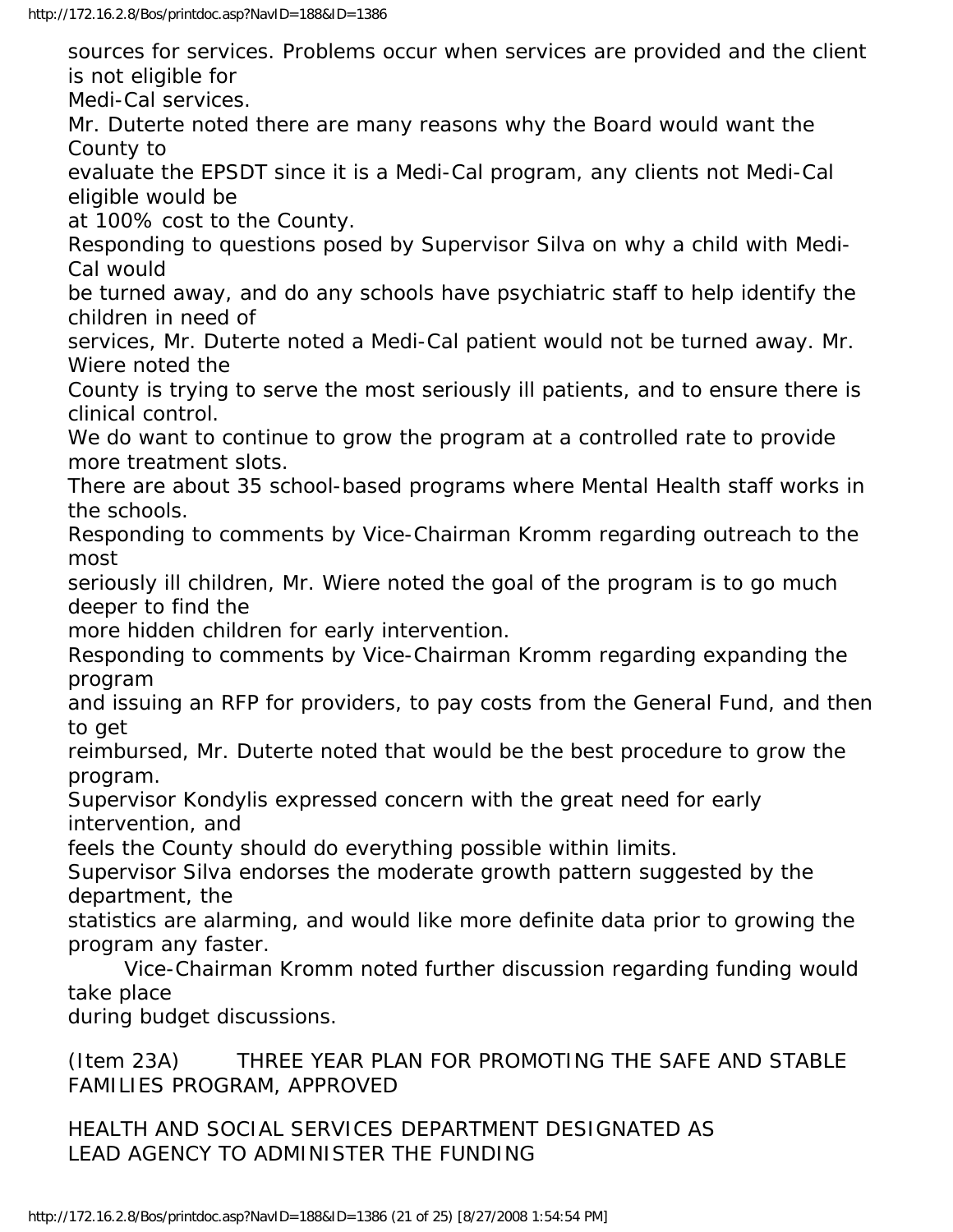sources for services. Problems occur when services are provided and the client is not eligible for Medi-Cal services.

Mr. Duterte noted there are many reasons why the Board would want the County to evaluate the EPSDT since it is a Medi-Cal program, any clients not Medi-Cal eligible would be at 100% cost to the County.

Responding to questions posed by Supervisor Silva on why a child with Medi-Cal would be turned away, and do any schools have psychiatric staff to help identify the children in need of services, Mr. Duterte noted a Medi-Cal patient would not be turned away. Mr. Wiere noted the County is trying to serve the most seriously ill patients, and to ensure there is clinical control. We do want to continue to grow the program at a controlled rate to provide more treatment slots. There are about 35 school-based programs where Mental Health staff works in the schools.

Responding to comments by Vice-Chairman Kromm regarding outreach to the most seriously ill children, Mr. Wiere noted the goal of the program is to go much deeper to find the more hidden children for early intervention.

Responding to comments by Vice-Chairman Kromm regarding expanding the program and issuing an RFP for providers, to pay costs from the General Fund, and then to get reimbursed, Mr. Duterte noted that would be the best procedure to grow the program.

Supervisor Kondylis expressed concern with the great need for early intervention, and feels the County should do everything possible within limits.

Supervisor Silva endorses the moderate growth pattern suggested by the department, the statistics are alarming, and would like more definite data prior to growing the program any faster.

Vice-Chairman Kromm noted further discussion regarding funding would take place during budget discussions.

(Item 23A) THREE YEAR PLAN FOR PROMOTING THE SAFE AND STABLE FAMILIES PROGRAM, APPROVED

HEALTH AND SOCIAL SERVICES DEPARTMENT DESIGNATED AS LEAD AGENCY TO ADMINISTER THE FUNDING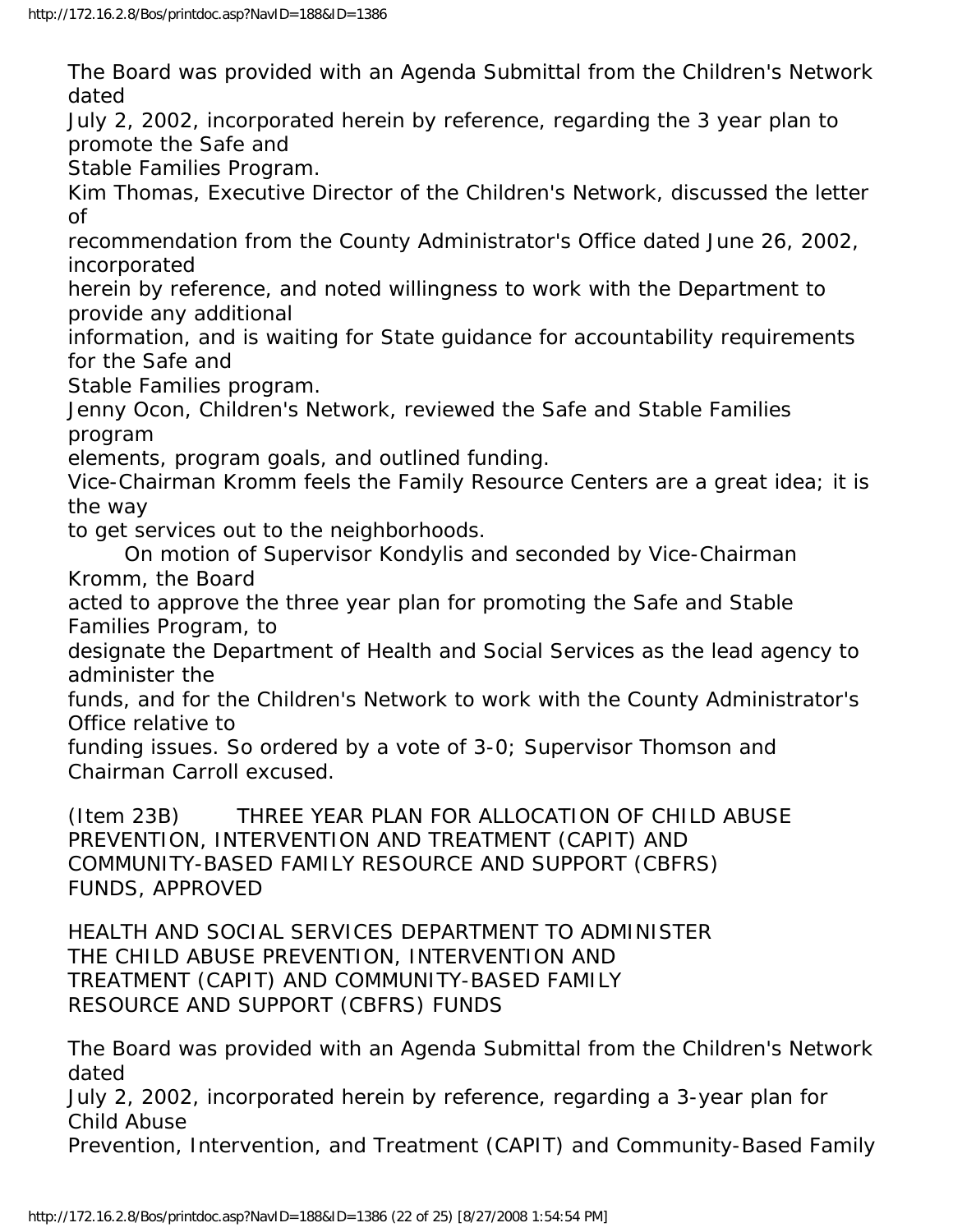The Board was provided with an Agenda Submittal from the Children's Network dated July 2, 2002, incorporated herein by reference, regarding the 3 year plan to promote the Safe and Stable Families Program.

Kim Thomas, Executive Director of the Children's Network, discussed the letter of recommendation from the County Administrator's Office dated June 26, 2002, incorporated herein by reference, and noted willingness to work with the Department to provide any additional information, and is waiting for State guidance for accountability requirements for the Safe and Stable Families program.

Jenny Ocon, Children's Network, reviewed the Safe and Stable Families program elements, program goals, and outlined funding.

Vice-Chairman Kromm feels the Family Resource Centers are a great idea; it is the way to get services out to the neighborhoods.

On motion of Supervisor Kondylis and seconded by Vice-Chairman Kromm, the Board acted to approve the three year plan for promoting the Safe and Stable Families Program, to designate the Department of Health and Social Services as the lead agency to administer the funds, and for the Children's Network to work with the County Administrator's Office relative to funding issues. So ordered by a vote of 3-0; Supervisor Thomson and Chairman Carroll excused.

(Item 23B) THREE YEAR PLAN FOR ALLOCATION OF CHILD ABUSE PREVENTION, INTERVENTION AND TREATMENT (CAPIT) AND COMMUNITY-BASED FAMILY RESOURCE AND SUPPORT (CBFRS) FUNDS, APPROVED

HEALTH AND SOCIAL SERVICES DEPARTMENT TO ADMINISTER THE CHILD ABUSE PREVENTION, INTERVENTION AND TREATMENT (CAPIT) AND COMMUNITY-BASED FAMILY RESOURCE AND SUPPORT (CBFRS) FUNDS

The Board was provided with an Agenda Submittal from the Children's Network dated July 2, 2002, incorporated herein by reference, regarding a 3-year plan for Child Abuse Prevention, Intervention, and Treatment (CAPIT) and Community-Based Family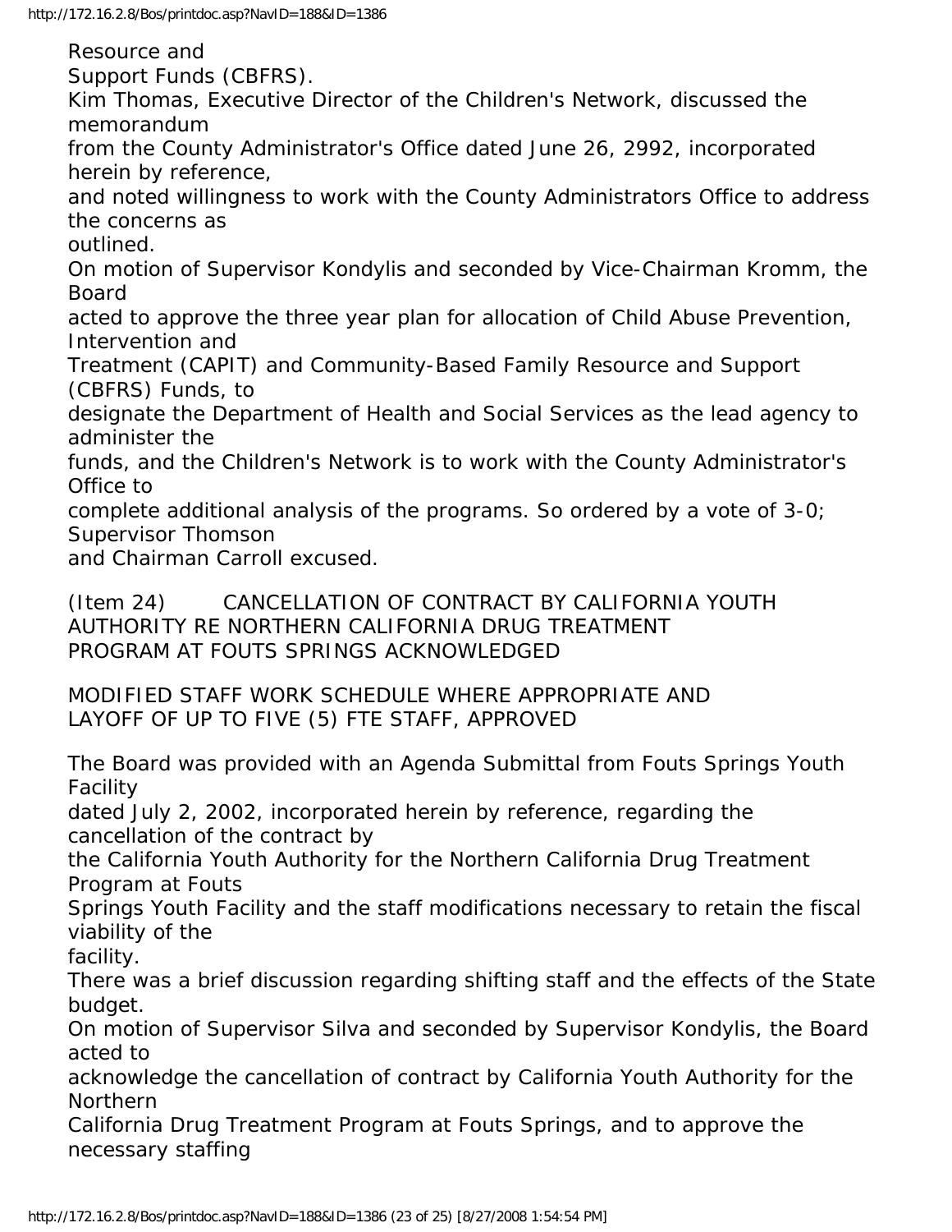Resource and Support Funds (CBFRS).

Kim Thomas, Executive Director of the Children's Network, discussed the memorandum from the County Administrator's Office dated June 26, 2992, incorporated herein by reference, and noted willingness to work with the County Administrators Office to address the concerns as outlined.

On motion of Supervisor Kondylis and seconded by Vice-Chairman Kromm, the Board acted to approve the three year plan for allocation of Child Abuse Prevention, Intervention and Treatment (CAPIT) and Community-Based Family Resource and Support (CBFRS) Funds, to designate the Department of Health and Social Services as the lead agency to administer the funds, and the Children's Network is to work with the County Administrator's Office to complete additional analysis of the programs. So ordered by a vote of 3-0; Supervisor Thomson and Chairman Carroll excused.

(Item 24) CANCELLATION OF CONTRACT BY CALIFORNIA YOUTH AUTHORITY RE NORTHERN CALIFORNIA DRUG TREATMENT PROGRAM AT FOUTS SPRINGS ACKNOWLEDGED

MODIFIED STAFF WORK SCHEDULE WHERE APPROPRIATE AND LAYOFF OF UP TO FIVE (5) FTE STAFF, APPROVED

The Board was provided with an Agenda Submittal from Fouts Springs Youth Facility dated July 2, 2002, incorporated herein by reference, regarding the cancellation of the contract by the California Youth Authority for the Northern California Drug Treatment Program at Fouts Springs Youth Facility and the staff modifications necessary to retain the fiscal viability of the facility.

There was a brief discussion regarding shifting staff and the effects of the State budget.

On motion of Supervisor Silva and seconded by Supervisor Kondylis, the Board acted to acknowledge the cancellation of contract by California Youth Authority for the Northern California Drug Treatment Program at Fouts Springs, and to approve the necessary staffing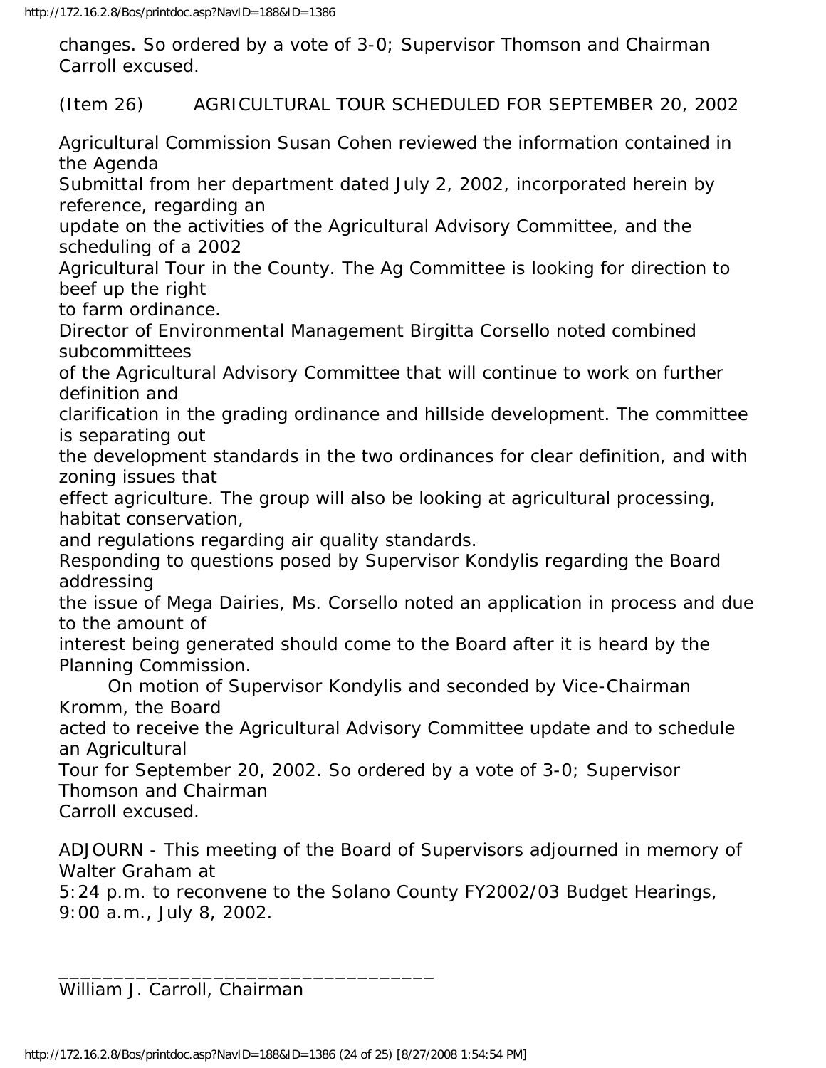changes. So ordered by a vote of 3-0; Supervisor Thomson and Chairman Carroll excused.

(Item 26) AGRICULTURAL TOUR SCHEDULED FOR SEPTEMBER 20, 2002

Agricultural Commission Susan Cohen reviewed the information contained in the Agenda Submittal from her department dated July 2, 2002, incorporated herein by reference, regarding an update on the activities of the Agricultural Advisory Committee, and the scheduling of a 2002 Agricultural Tour in the County. The Ag Committee is looking for direction to beef up the right to farm ordinance.

Director of Environmental Management Birgitta Corsello noted combined subcommittees of the Agricultural Advisory Committee that will continue to work on further definition and clarification in the grading ordinance and hillside development. The committee is separating out the development standards in the two ordinances for clear definition, and with zoning issues that effect agriculture. The group will also be looking at agricultural processing, habitat conservation, and regulations regarding air quality standards.

Responding to questions posed by Supervisor Kondylis regarding the Board addressing the issue of Mega Dairies, Ms. Corsello noted an application in process and due to the amount of interest being generated should come to the Board after it is heard by the Planning Commission.

On motion of Supervisor Kondylis and seconded by Vice-Chairman Kromm, the Board acted to receive the Agricultural Advisory Committee update and to schedule an Agricultural Tour for September 20, 2002. So ordered by a vote of 3-0; Supervisor Thomson and Chairman Carroll excused.

ADJOURN - This meeting of the Board of Supervisors adjourned in memory of Walter Graham at 5:24 p.m. to reconvene to the Solano County FY2002/03 Budget Hearings, 9:00 a.m., July 8, 2002.

___________________________________
William J. Carroll, Chairman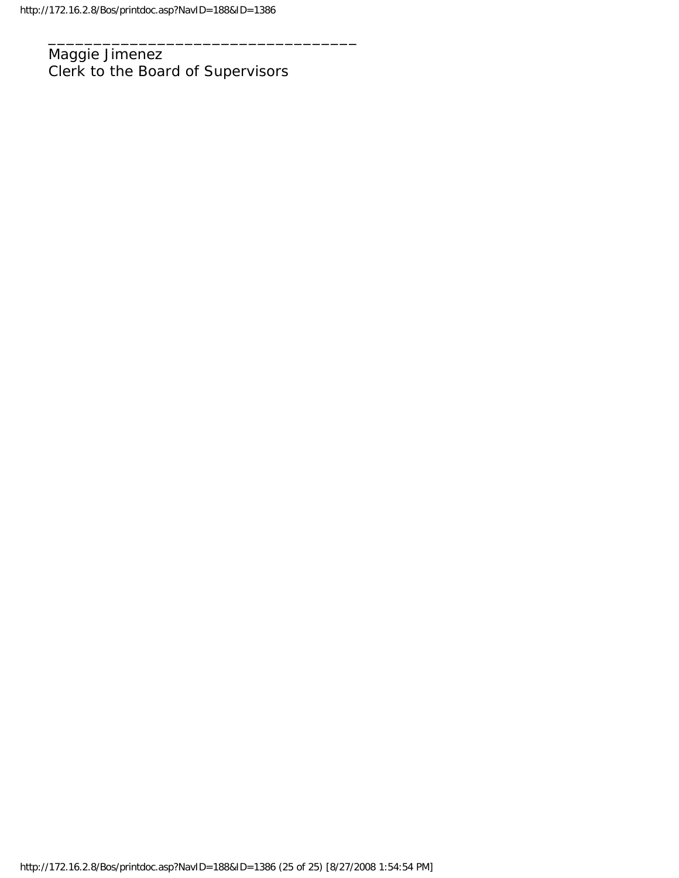\_\_\_\_\_\_\_\_\_\_\_\_\_\_\_\_\_\_\_\_\_\_\_\_\_\_\_\_\_\_\_\_\_\_

Maggie Jimenez
Clerk to the Board of Supervisors